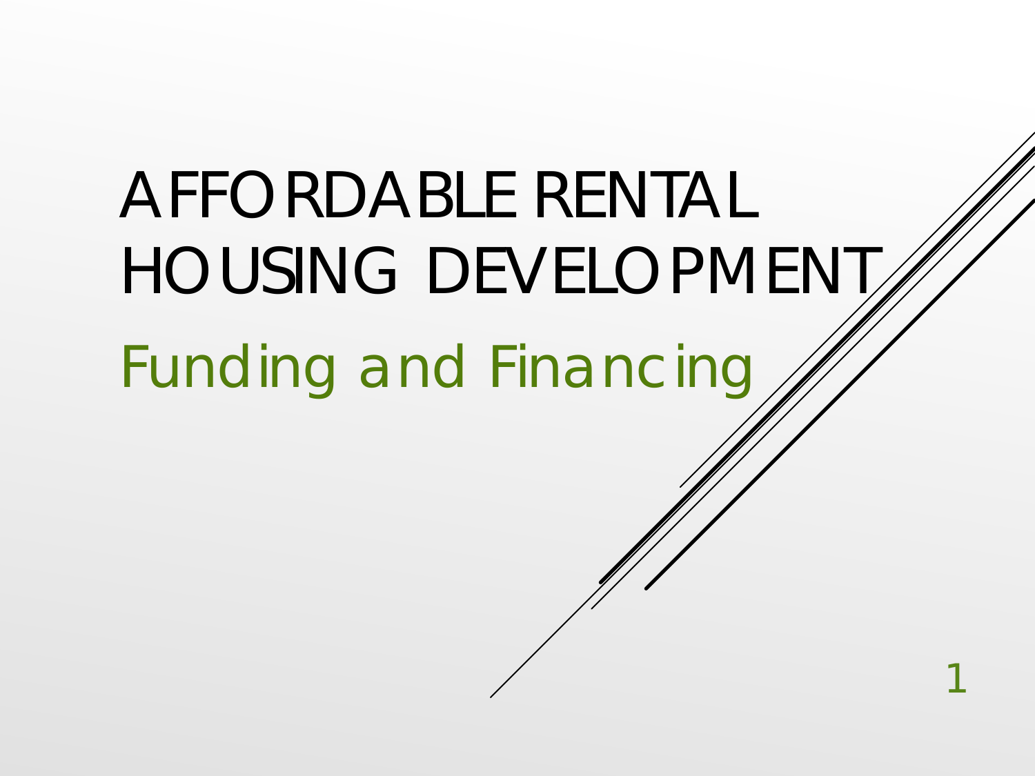# AFFORDABLE RENTAL HOUSING DEVELOPMENT

## Funding and Financing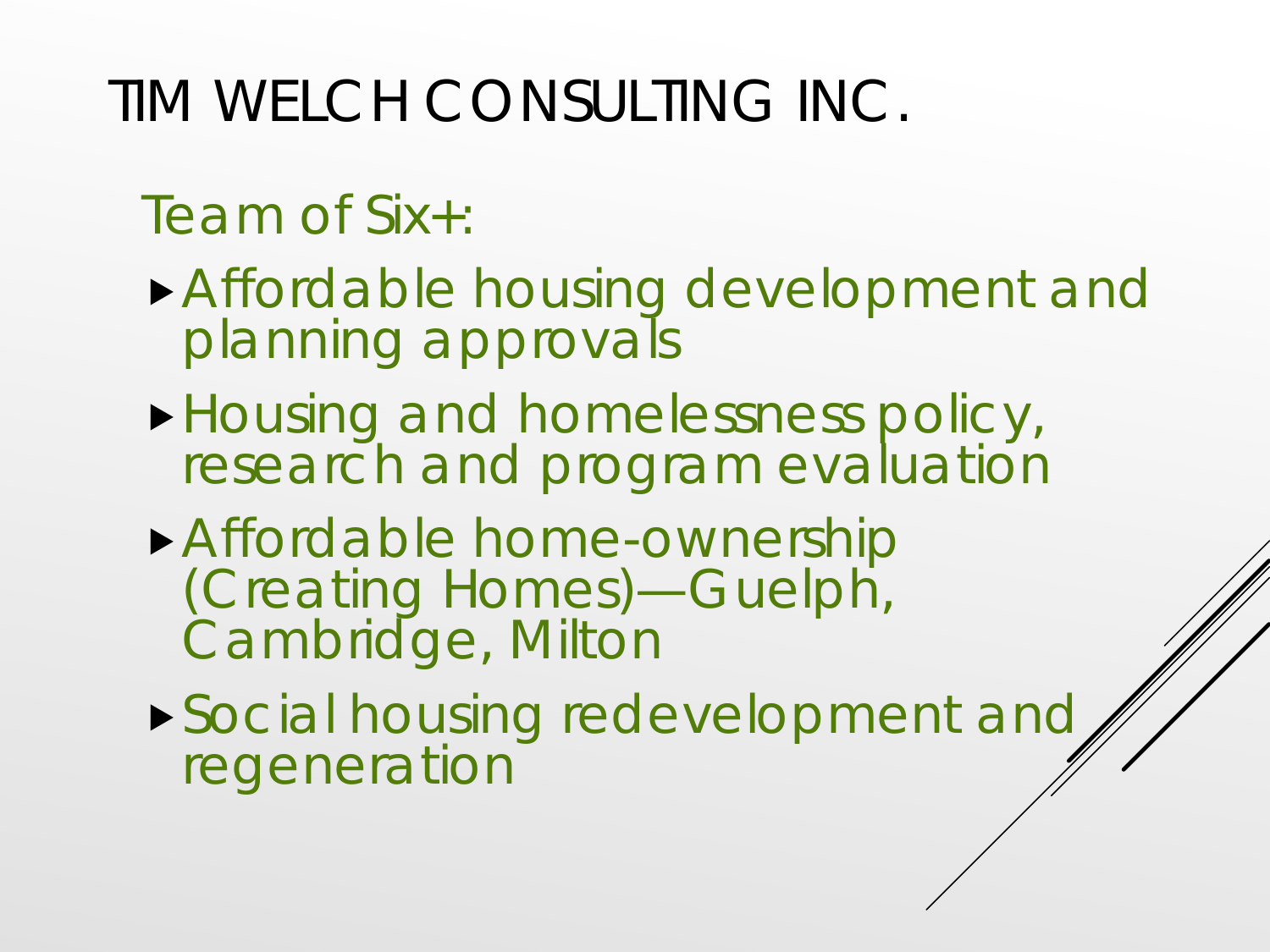# TIM WELCH CONSULTING INC.

Team of Six+:

- Affordable housing development and planning approvals
- Housing and homelessness policy, research and program evaluation
- Affordable home-ownership (Creating Homes)—Guelph, Cambridge, Milton
- Social housing redevelopment and regeneration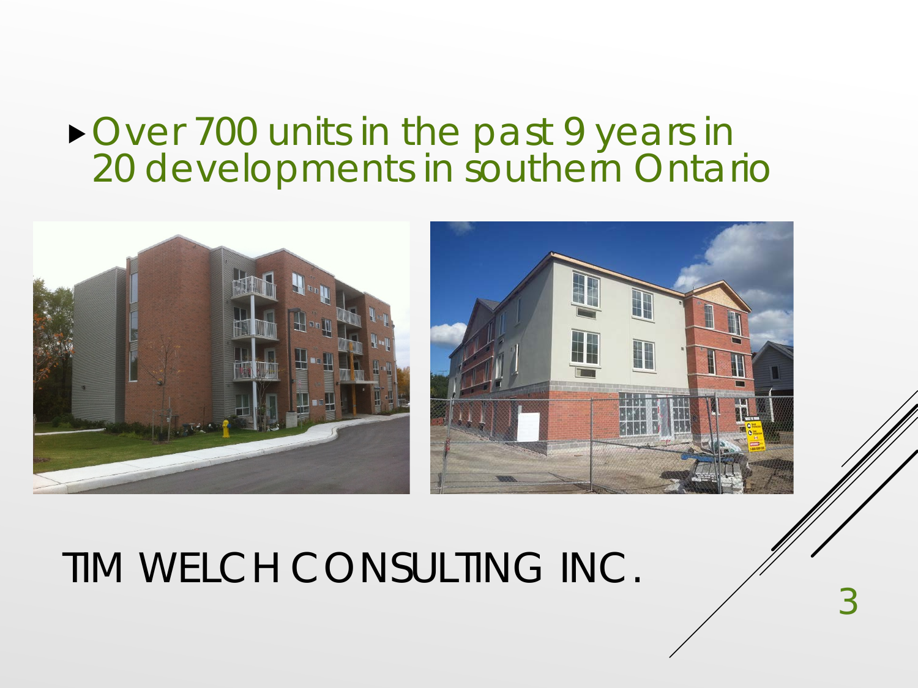- Over 700 units in the past 9 years in 20 developments in southern Ontario

TIM WELCH CONSULTING INC.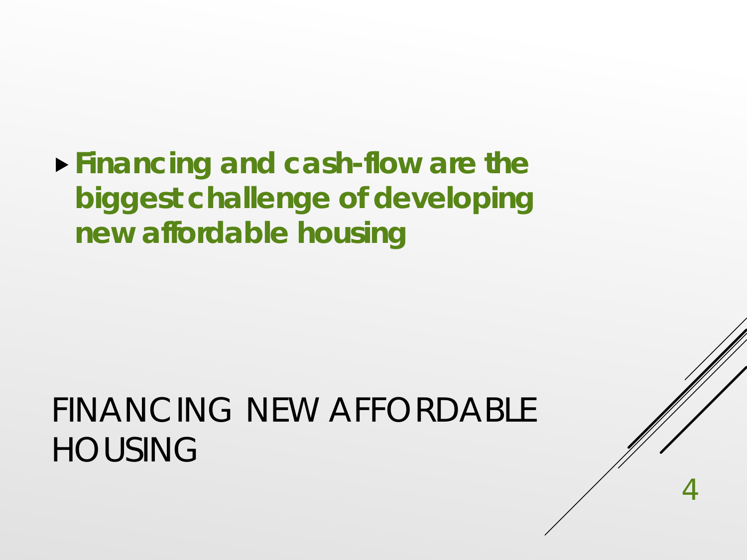# FINANCING NEW AFFORDABLE HOUSING

- **Financing and cash-flow are the biggest challenge of developing new affordable housing**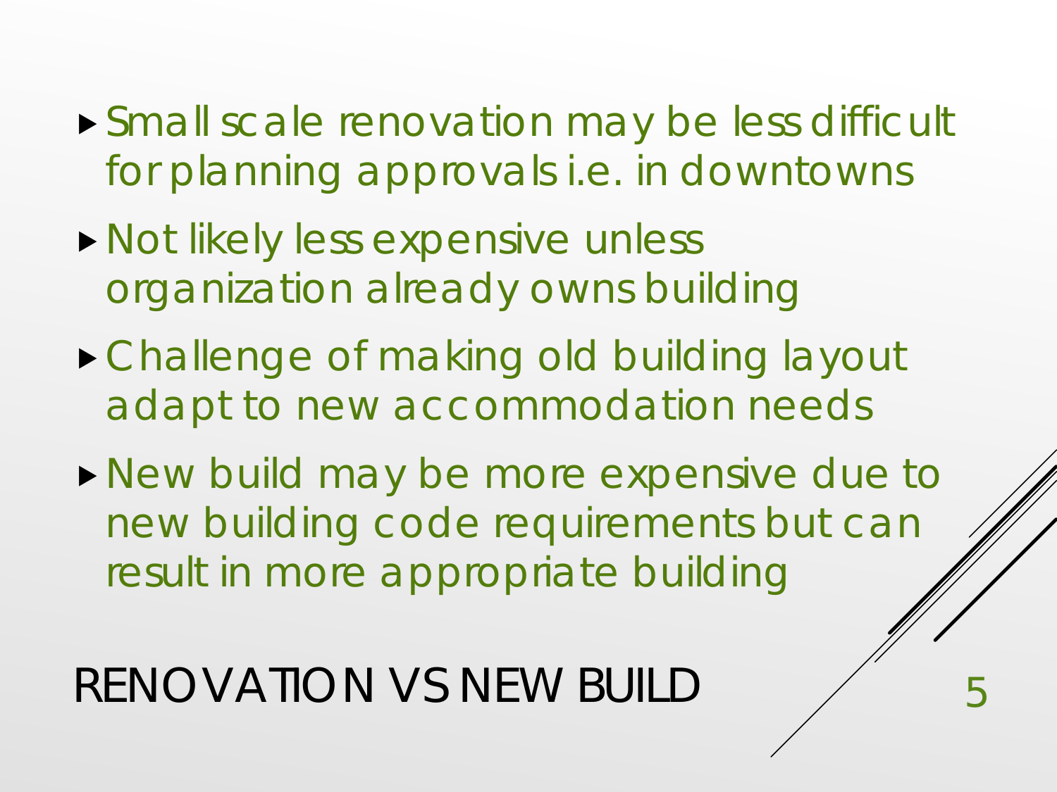# RENOVATION VS NEW BUILD

- Small scale renovation may be less difficult for planning approvals i.e. in downtowns
- Not likely less expensive unless organization already owns building
- Challenge of making old building layout adapt to new accommodation needs
- New build may be more expensive due to new building code requirements but can result in more appropriate building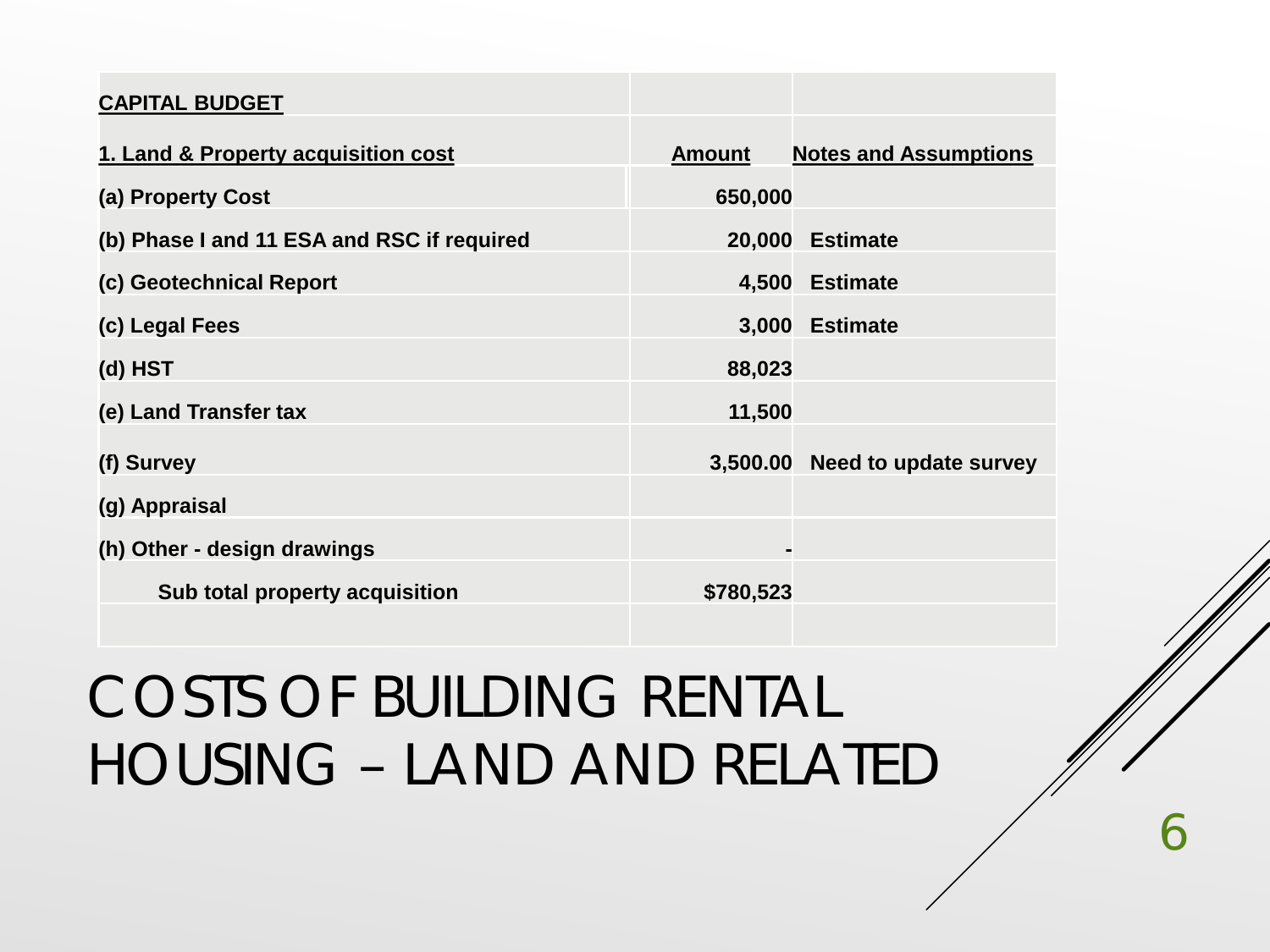| CAPITAL BUDGET | | |
|---|---|---|
| **1. Land & Property acquisition cost** | **Amount** | **Notes and Assumptions** |
| (a) Property Cost | 650,000 | |
| (b) Phase I and 11 ESA and RSC if required | 20,000 | Estimate |
| (c) Geotechnical Report | 4,500 | Estimate |
| (c) Legal Fees | 3,000 | Estimate |
| (d) HST | 88,023 | |
| (e) Land Transfer tax | 11,500 | |
| (f) Survey | 3,500.00 | Need to update survey |
| (g) Appraisal | | |
| (h) Other - design drawings | - | |
| Sub total property acquisition | $780,523 | |
| | | |

# COSTS OF BUILDING RENTAL HOUSING – LAND AND RELATED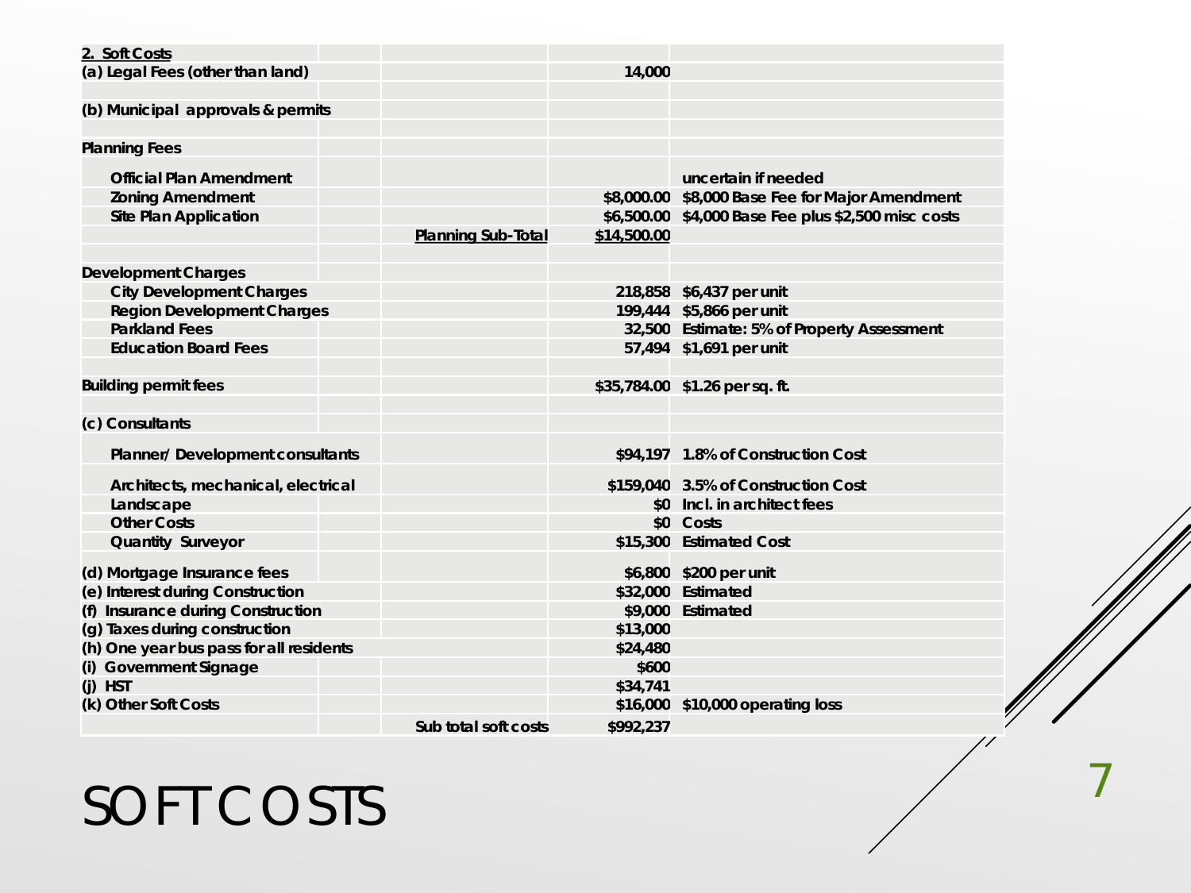# SOFT COSTS

| 2. Soft Costs | | | |
|---|---|---|---|
| (a) Legal Fees (other than land) | | 14,000 | |
| | | | |
| (b) Municipal approvals & permits | | | |
| | | | |
| Planning Fees | | | |
| Official Plan Amendment | | | uncertain if needed |
| Zoning Amendment | | $8,000.00 | $8,000 Base Fee for Major Amendment |
| Site Plan Application | | $6,500.00 | $4,000 Base Fee plus $2,500 misc costs |
| | Planning Sub-Total | $14,500.00 | |
| | | | |
| Development Charges | | | |
| City Development Charges | | 218,858 | $6,437 per unit |
| Region Development Charges | | 199,444 | $5,866 per unit |
| Parkland Fees | | 32,500 | Estimate: 5% of Property Assessment |
| Education Board Fees | | 57,494 | $1,691 per unit |
| | | | |
| Building permit fees | | $35,784.00 | $1.26 per sq. ft. |
| | | | |
| (c) Consultants | | | |
| Planner/ Development consultants | | $94,197 | 1.8% of Construction Cost |
| Architects, mechanical, electrical | | $159,040 | 3.5% of Construction Cost |
| Landscape | | $0 | Incl. in architect fees |
| Other Costs | | $0 | Costs |
| Quantity Surveyor | | $15,300 | Estimated Cost |
| (d) Mortgage Insurance fees | | $6,800 | $200 per unit |
| (e) Interest during Construction | | $32,000 | Estimated |
| (f) Insurance during Construction | | $9,000 | Estimated |
| (g) Taxes during construction | | $13,000 | |
| (h) One year bus pass for all residents | | $24,480 | |
| (i) Government Signage | | $600 | |
| (j) HST | | $34,741 | |
| (k) Other Soft Costs | | $16,000 | $10,000 operating loss |
| | Sub total soft costs | $992,237 | |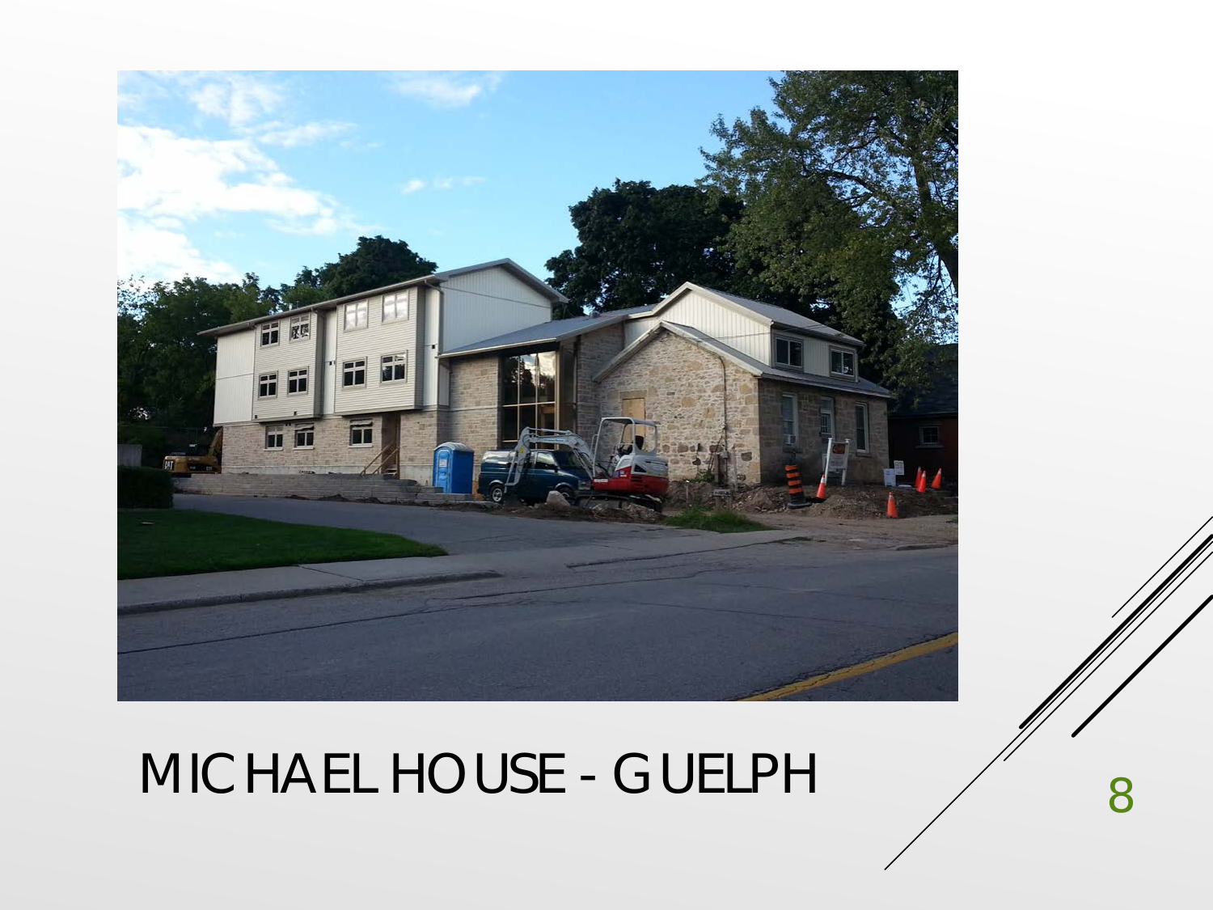# MICHAEL HOUSE - GUELPH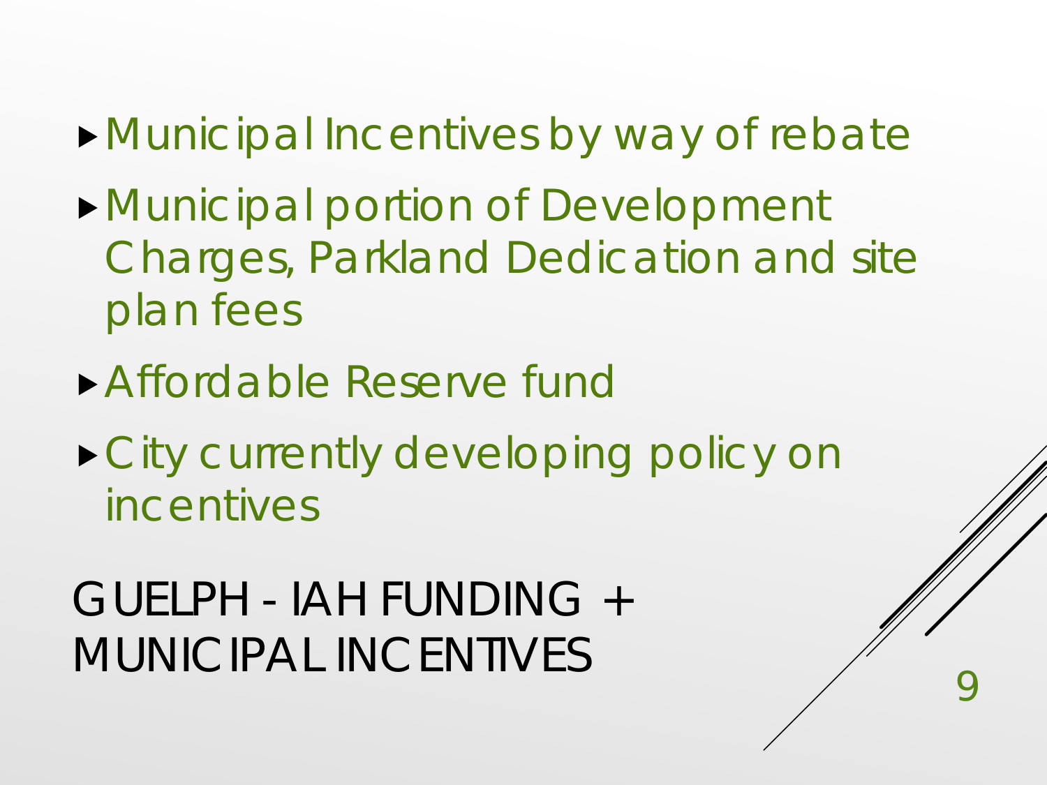## GUELPH - IAH FUNDING + MUNICIPAL INCENTIVES

- Municipal Incentives by way of rebate
- Municipal portion of Development Charges, Parkland Dedication and site plan fees
- Affordable Reserve fund
- City currently developing policy on incentives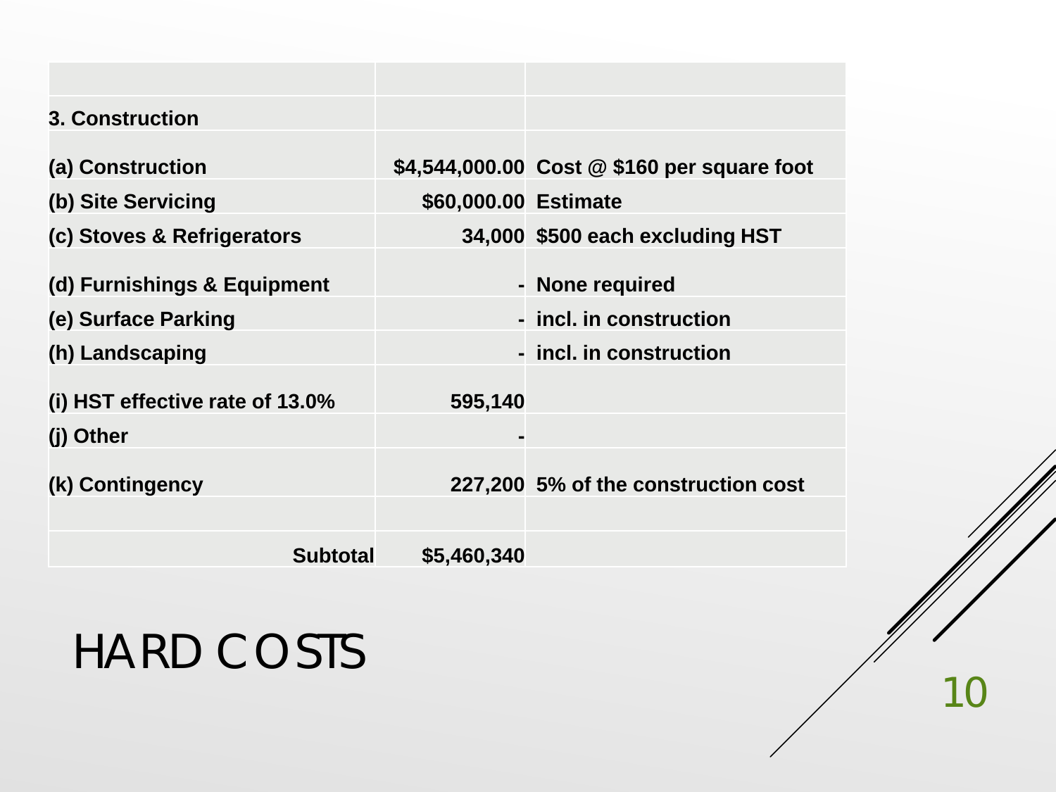# HARD COSTS

| | | |
|---|---|---|
| **3. Construction** | | |
| **(a) Construction** | **$4,544,000.00** | **Cost @ $160 per square foot** |
| **(b) Site Servicing** | **$60,000.00** | **Estimate** |
| **(c) Stoves & Refrigerators** | **34,000** | **$500 each excluding HST** |
| **(d) Furnishings & Equipment** | **-** | **None required** |
| **(e) Surface Parking** | **-** | **incl. in construction** |
| **(h) Landscaping** | **-** | **incl. in construction** |
| **(i) HST effective rate of 13.0%** | **595,140** | |
| **(j) Other** | **-** | |
| **(k) Contingency** | **227,200** | **5% of the construction cost** |
| | | |
| **Subtotal** | **$5,460,340** | |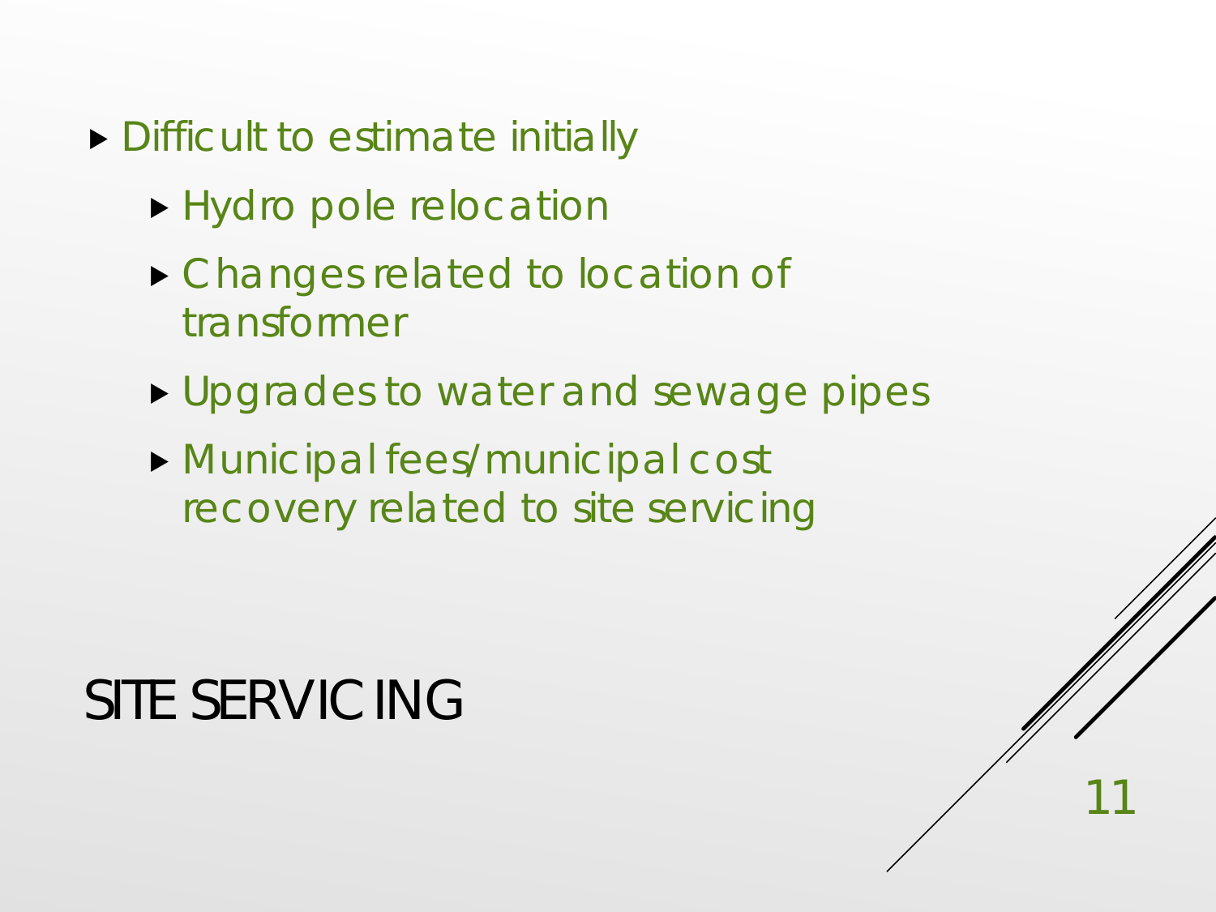# SITE SERVICING

- Difficult to estimate initially
  - Hydro pole relocation
  - Changes related to location of transformer
  - Upgrades to water and sewage pipes
  - Municipal fees/municipal cost recovery related to site servicing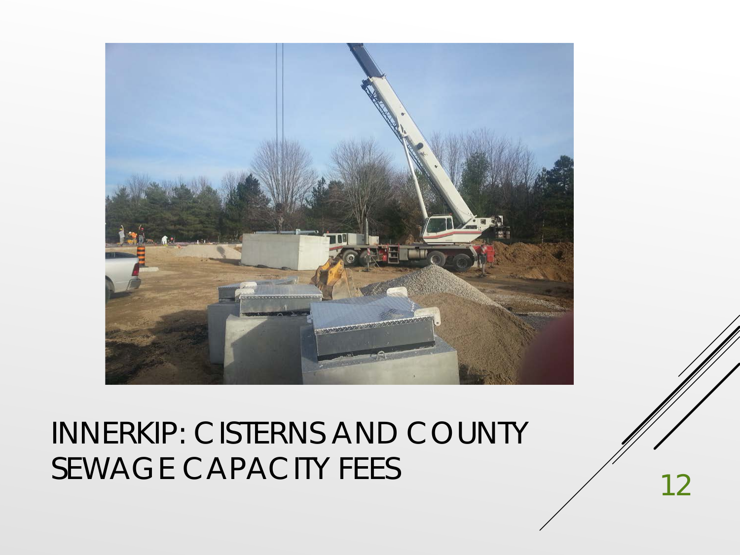# INNERKIP: CISTERNS AND COUNTY SEWAGE CAPACITY FEES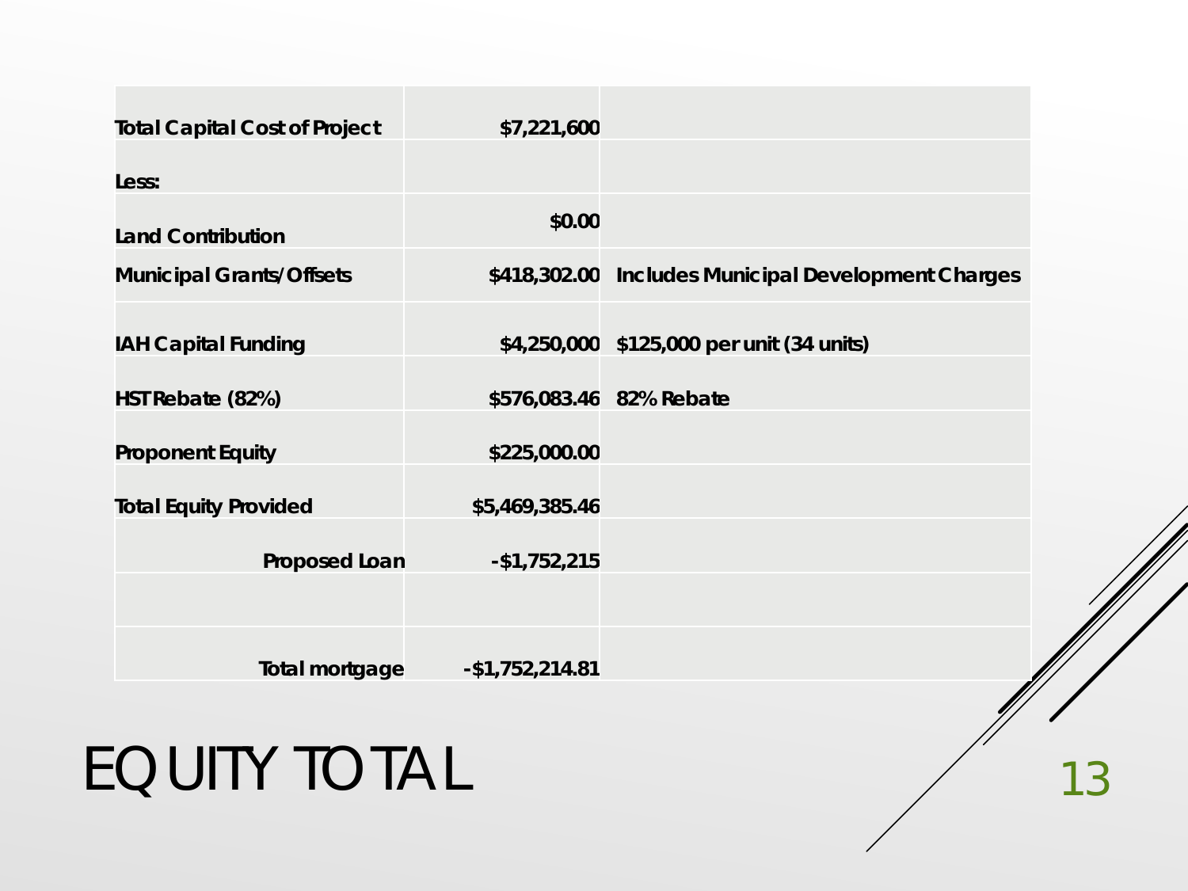# EQUITY TOTAL

| | | |
|---|---|---|
| **Total Capital Cost of Project** | **$7,221,600** | |
| **Less:** | | |
| **Land Contribution** | **$0.00** | |
| **Municipal Grants/Offsets** | **$418,302.00** | **Includes Municipal Development Charges** |
| **IAH Capital Funding** | **$4,250,000** | **$125,000 per unit (34 units)** |
| **HST Rebate (82%)** | **$576,083.46** | **82% Rebate** |
| **Proponent Equity** | **$225,000.00** | |
| **Total Equity Provided** | **$5,469,385.46** | |
| **Proposed Loan** | **-$1,752,215** | |
| | | |
| **Total mortgage** | **-$1,752,214.81** | |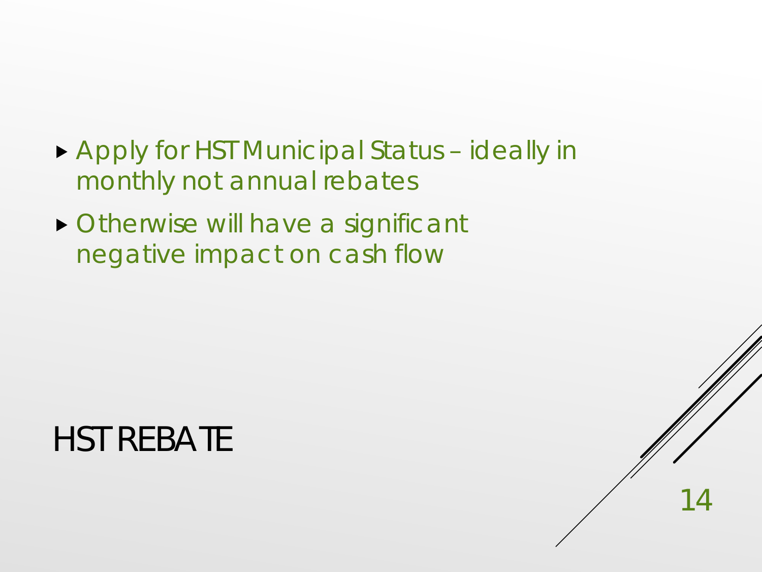# HST REBATE

- Apply for HST Municipal Status – ideally in monthly not annual rebates
- Otherwise will have a significant negative impact on cash flow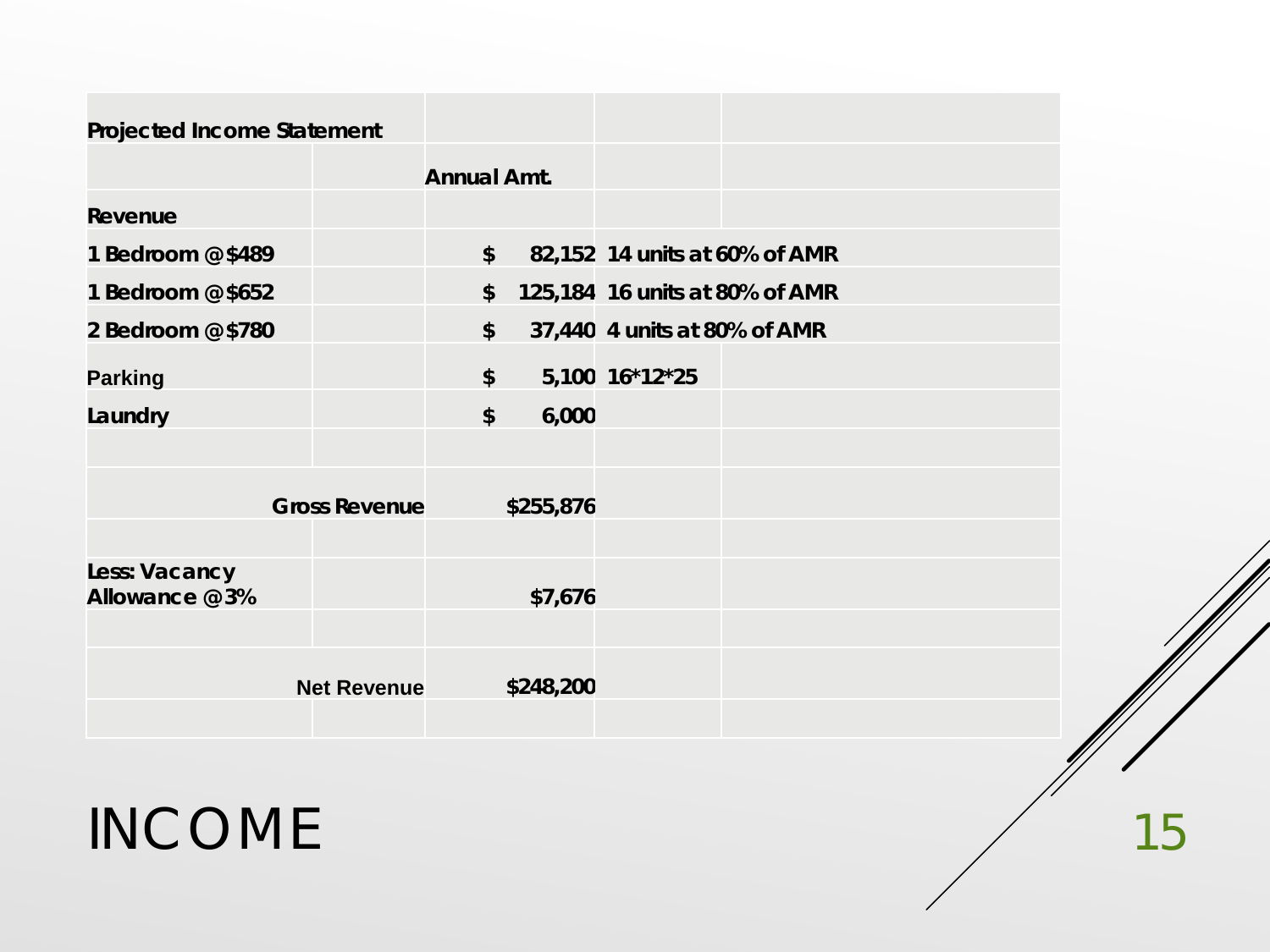# INCOME

| Projected Income Statement | | | | |
|---|---|---|---|---|
| | | Annual Amt. | | |
| **Revenue** | | | | |
| 1 Bedroom @$489 | | $ 82,152 | 14 units at 60% of AMR | |
| 1 Bedroom @$652 | | $ 125,184 | 16 units at 80% of AMR | |
| 2 Bedroom @$780 | | $ 37,440 | 4 units at 80% of AMR | |
| Parking | | $ 5,100 | 16*12*25 | |
| Laundry | | $ 6,000 | | |
| | | | | |
| | Gross Revenue | $255,876 | | |
| | | | | |
| Less: Vacancy Allowance @3% | | $7,676 | | |
| | | | | |
| | Net Revenue | $248,200 | | |
| | | | | |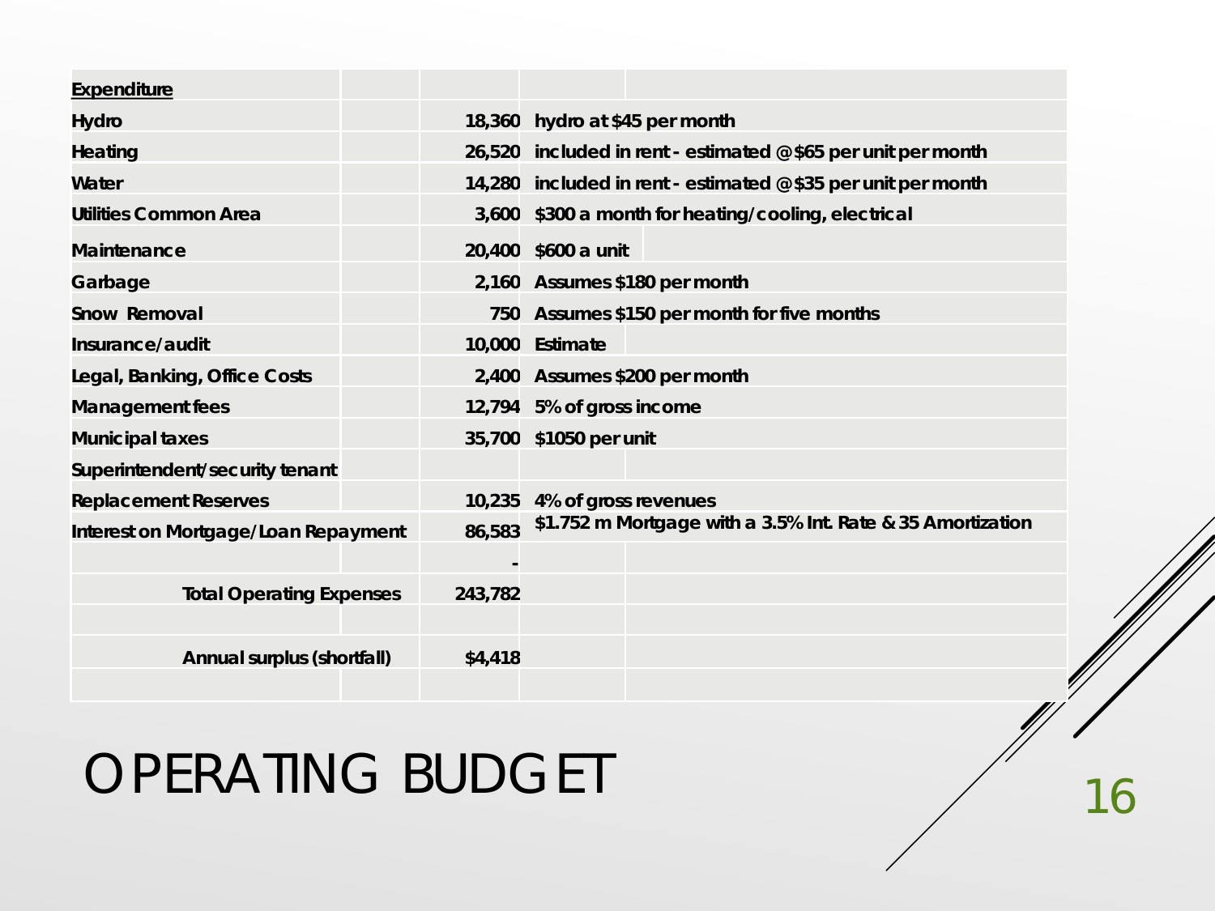# OPERATING BUDGET

| Expenditure | | |
|---|---|---|
| Hydro | 18,360 | hydro at $45 per month |
| Heating | 26,520 | included in rent - estimated @ $65 per unit per month |
| Water | 14,280 | included in rent - estimated @ $35 per unit per month |
| Utilities Common Area | 3,600 | $300 a month for heating/cooling, electrical |
| Maintenance | 20,400 | $600 a unit |
| Garbage | 2,160 | Assumes $180 per month |
| Snow Removal | 750 | Assumes $150 per month for five months |
| Insurance/audit | 10,000 | Estimate |
| Legal, Banking, Office Costs | 2,400 | Assumes $200 per month |
| Management fees | 12,794 | 5% of gross income |
| Municipal taxes | 35,700 | $1050 per unit |
| Superintendent/security tenant | | |
| Replacement Reserves | 10,235 | 4% of gross revenues |
| Interest on Mortgage/Loan Repayment | 86,583 | $1.752 m Mortgage with a 3.5% Int. Rate & 35 Amortization |
| | - | |
| **Total Operating Expenses** | 243,782 | |
| | | |
| **Annual surplus (shortfall)** | $4,418 | |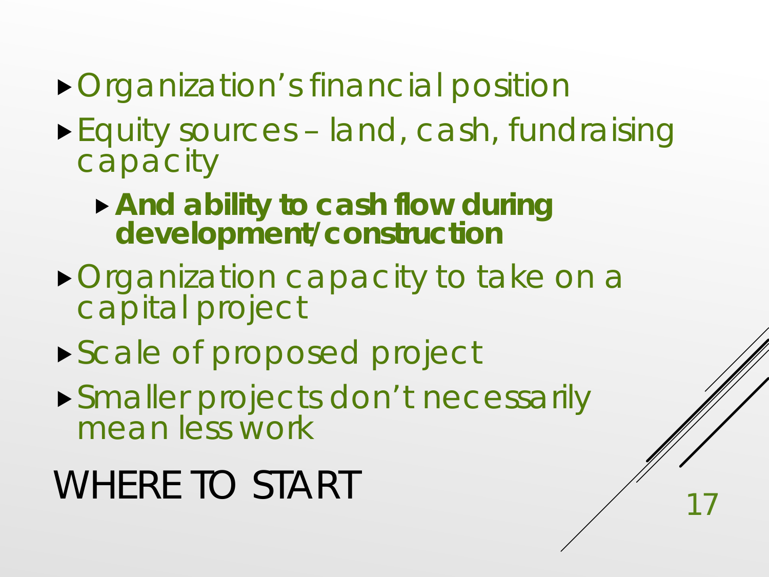# WHERE TO START

- Organization's financial position
- Equity sources – land, cash, fundraising capacity
  - **And ability to cash flow during development/construction**
- Organization capacity to take on a capital project
- Scale of proposed project
- Smaller projects don't necessarily mean less work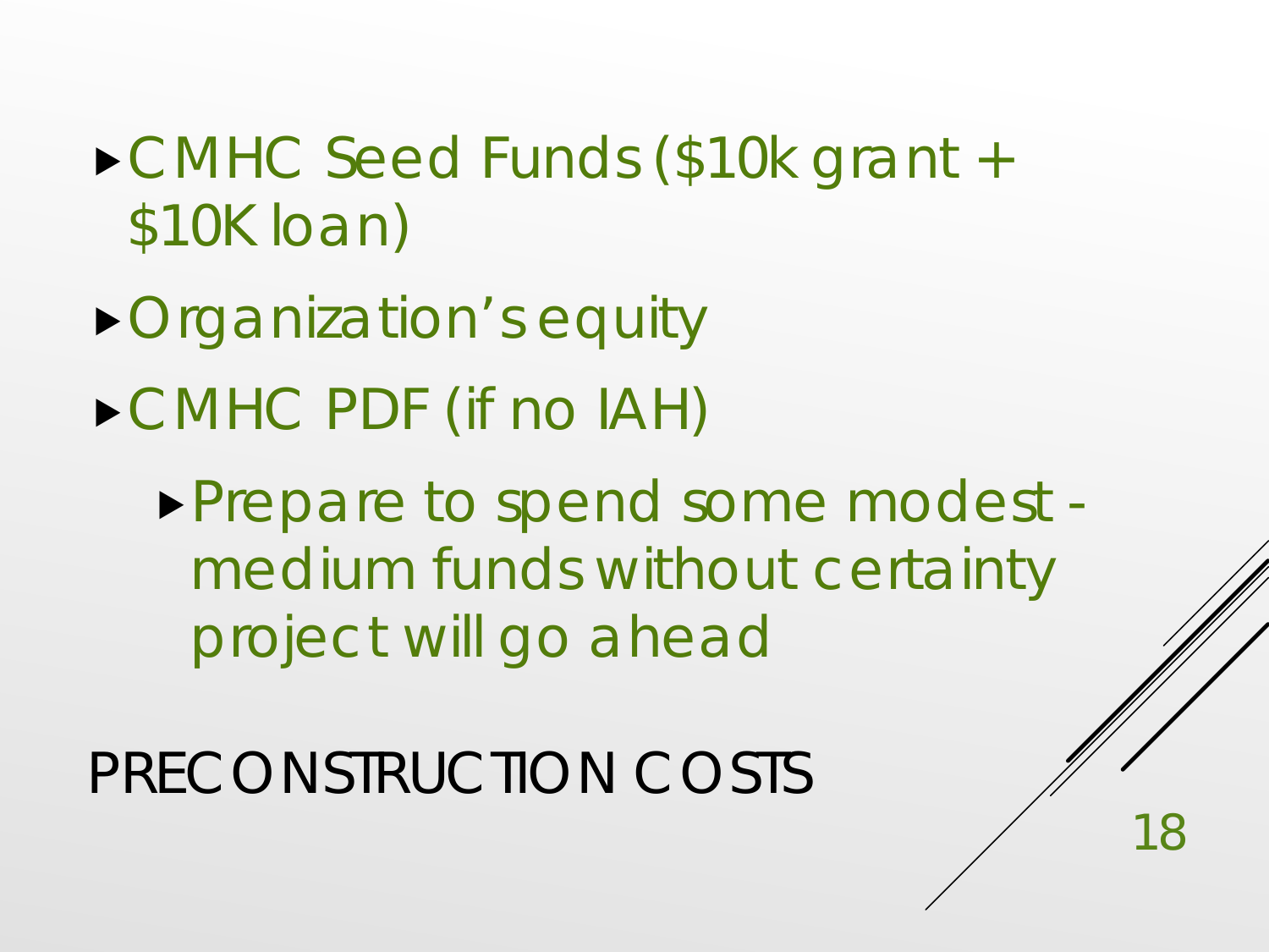- CMHC Seed Funds ($10k grant + $10K loan)
- Organization’s equity
- CMHC PDF (if no IAH)
  - Prepare to spend some modest - medium funds without certainty project will go ahead

# PRECONSTRUCTION COSTS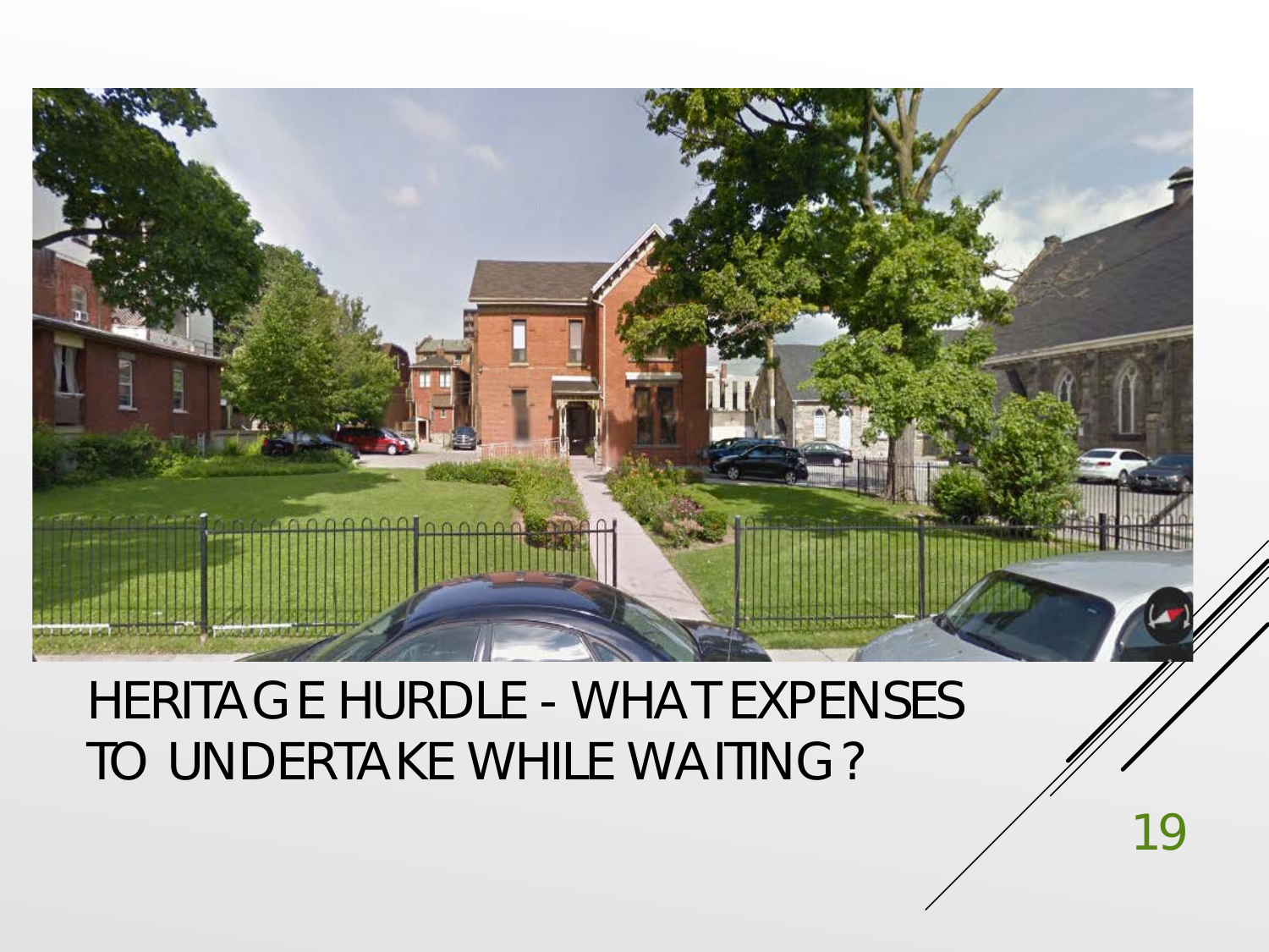# HERITAGE HURDLE - WHAT EXPENSES TO UNDERTAKE WHILE WAITING?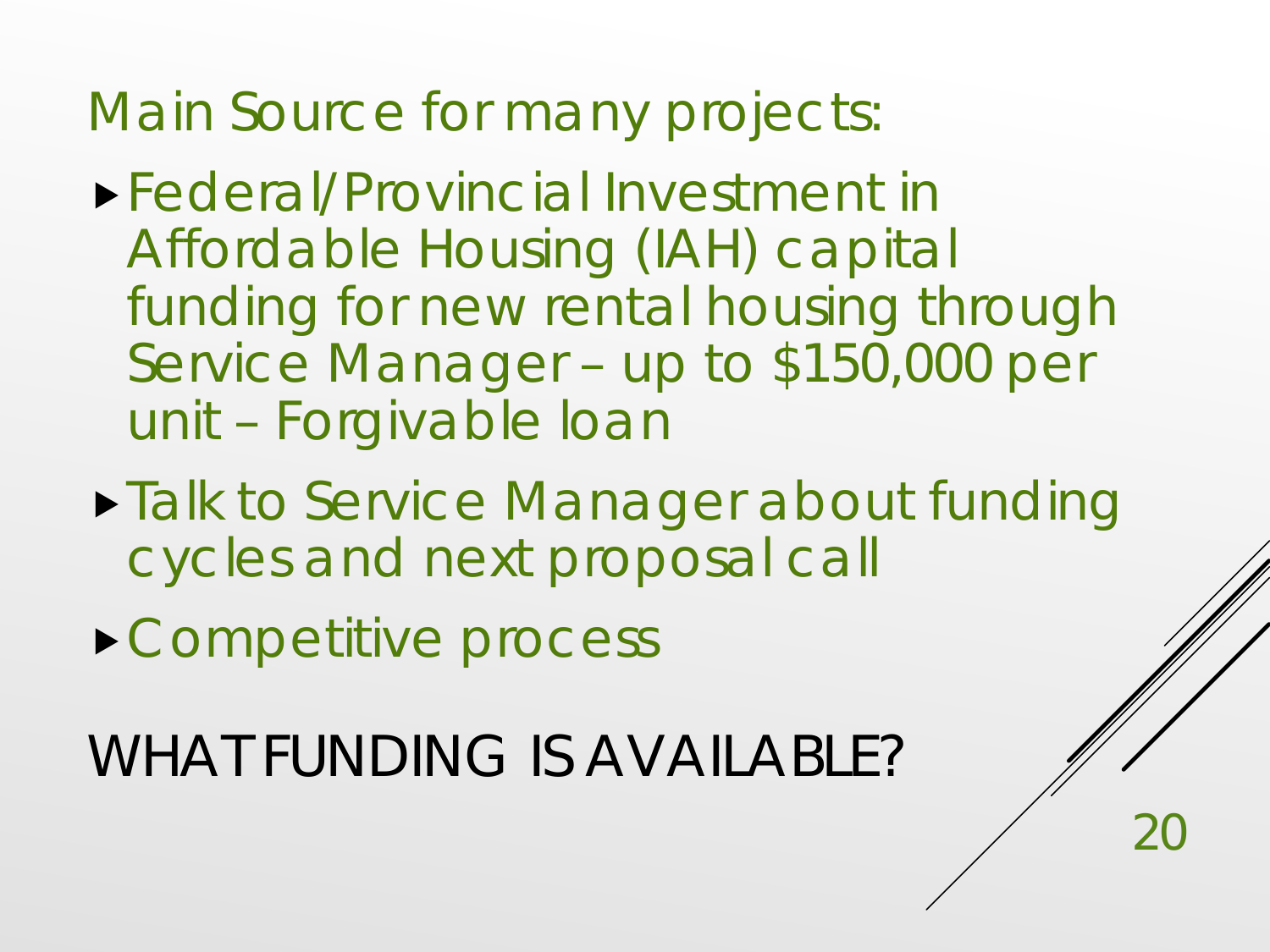Main Source for many projects:

- Federal/Provincial Investment in Affordable Housing (IAH) capital funding for new rental housing through Service Manager – up to $150,000 per unit – Forgivable loan
- Talk to Service Manager about funding cycles and next proposal call
- Competitive process

# WHAT FUNDING IS AVAILABLE?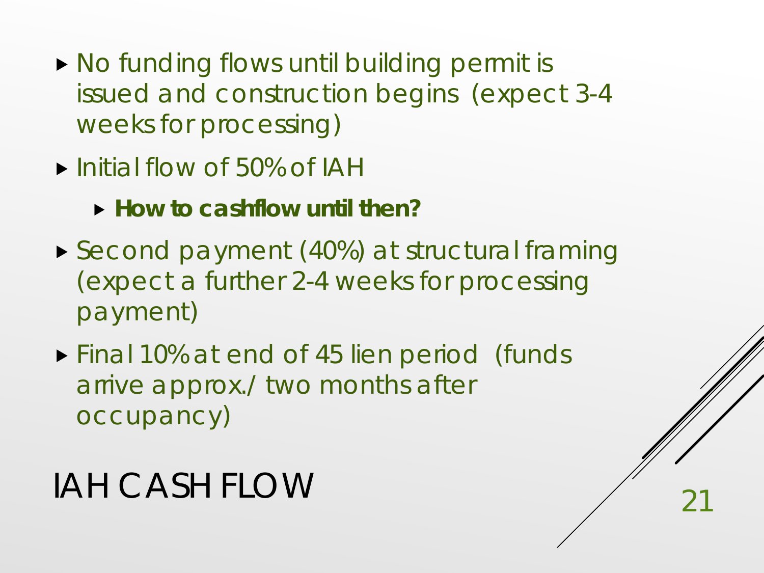# IAH CASH FLOW

- No funding flows until building permit is issued and construction begins (expect 3-4 weeks for processing)
- Initial flow of 50% of IAH
  - **How to cashflow until then?**
- Second payment (40%) at structural framing (expect a further 2-4 weeks for processing payment)
- Final 10% at end of 45 lien period (funds arrive approx./ two months after occupancy)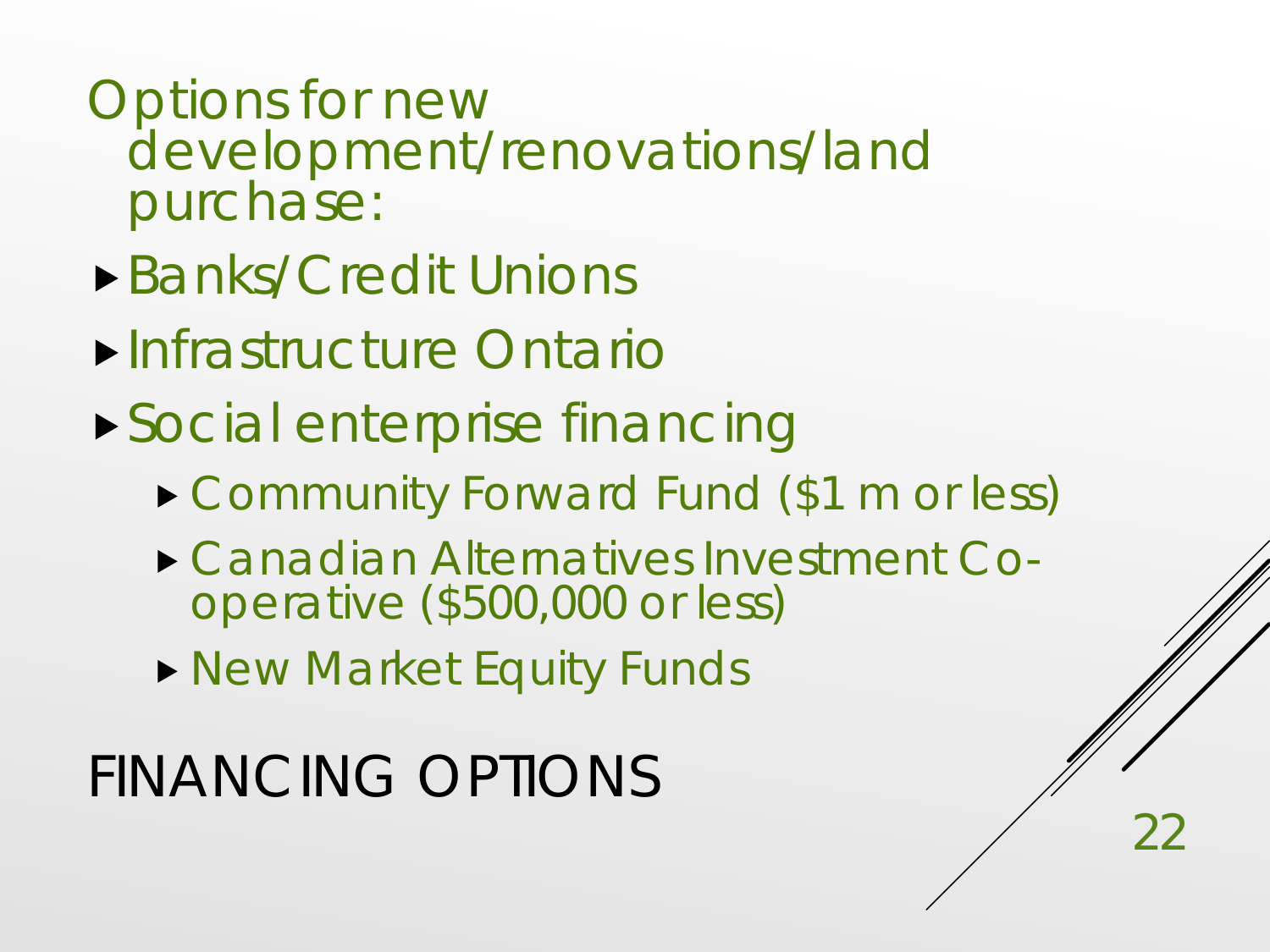# FINANCING OPTIONS

Options for new development/renovations/land purchase:

- Banks/Credit Unions
- Infrastructure Ontario
- Social enterprise financing
  - Community Forward Fund ($1 m or less)
  - Canadian Alternatives Investment Co-operative ($500,000 or less)
  - New Market Equity Funds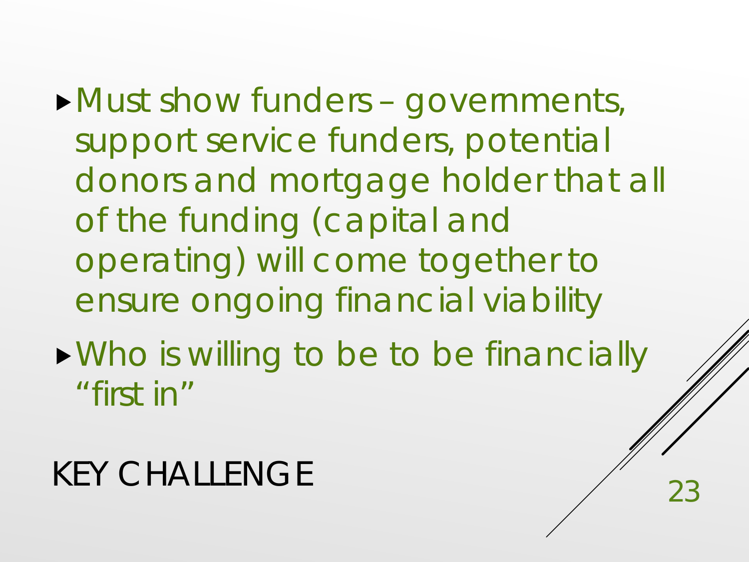# KEY CHALLENGE

- Must show funders – governments, support service funders, potential donors and mortgage holder that all of the funding (capital and operating) will come together to ensure ongoing financial viability
- Who is willing to be to be financially "first in"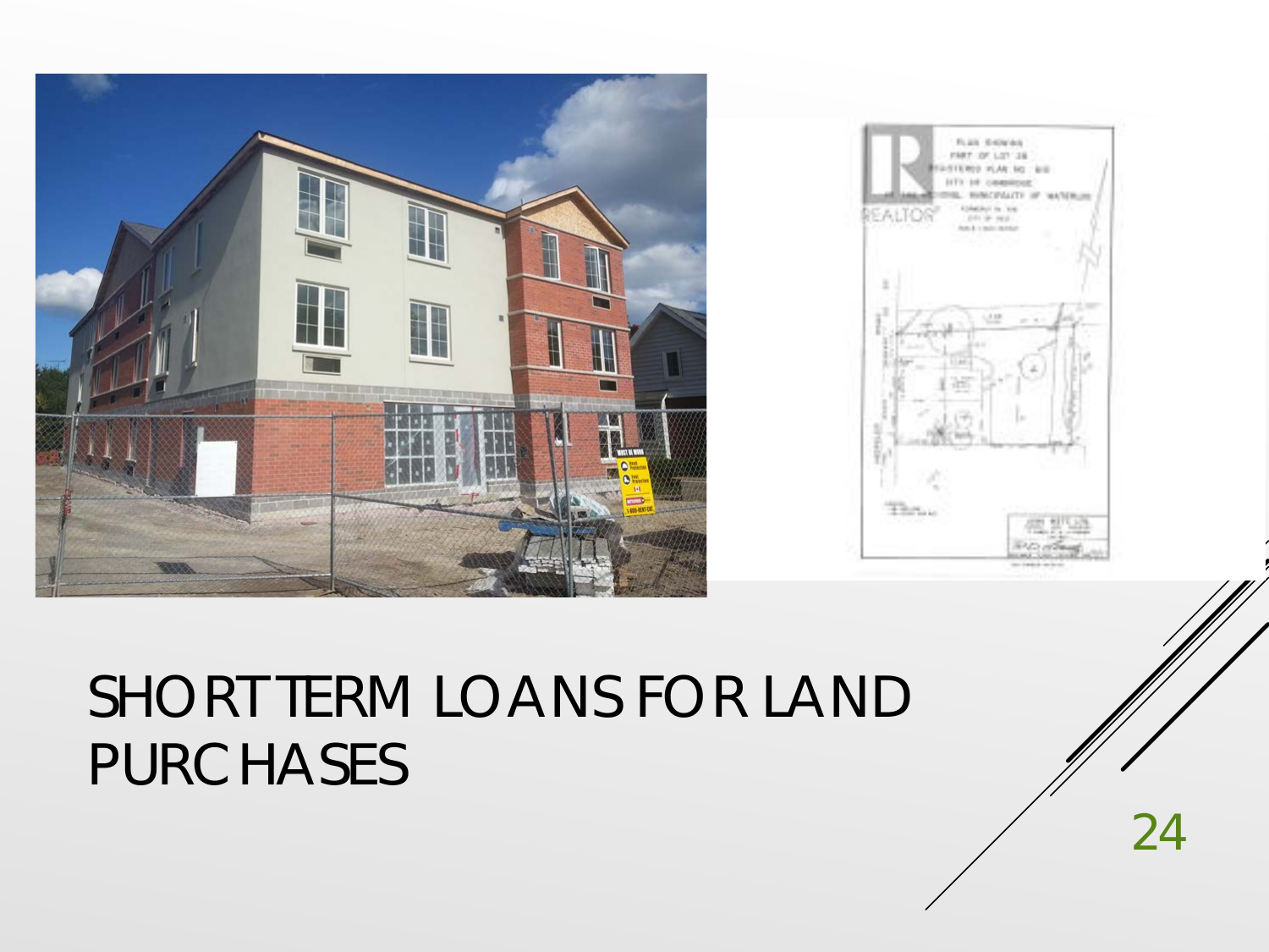# SHORT TERM LOANS FOR LAND PURCHASES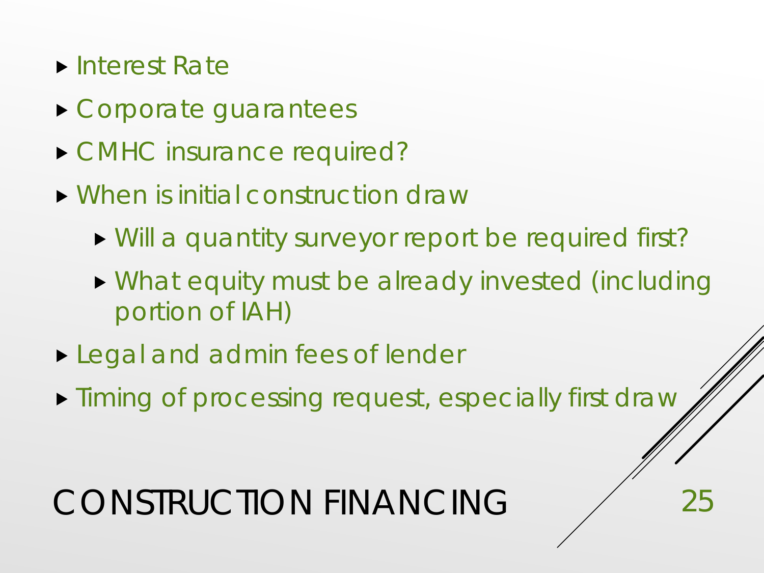# CONSTRUCTION FINANCING

- Interest Rate
- Corporate guarantees
- CMHC insurance required?
- When is initial construction draw
  - Will a quantity surveyor report be required first?
  - What equity must be already invested (including portion of IAH)
- Legal and admin fees of lender
- Timing of processing request, especially first draw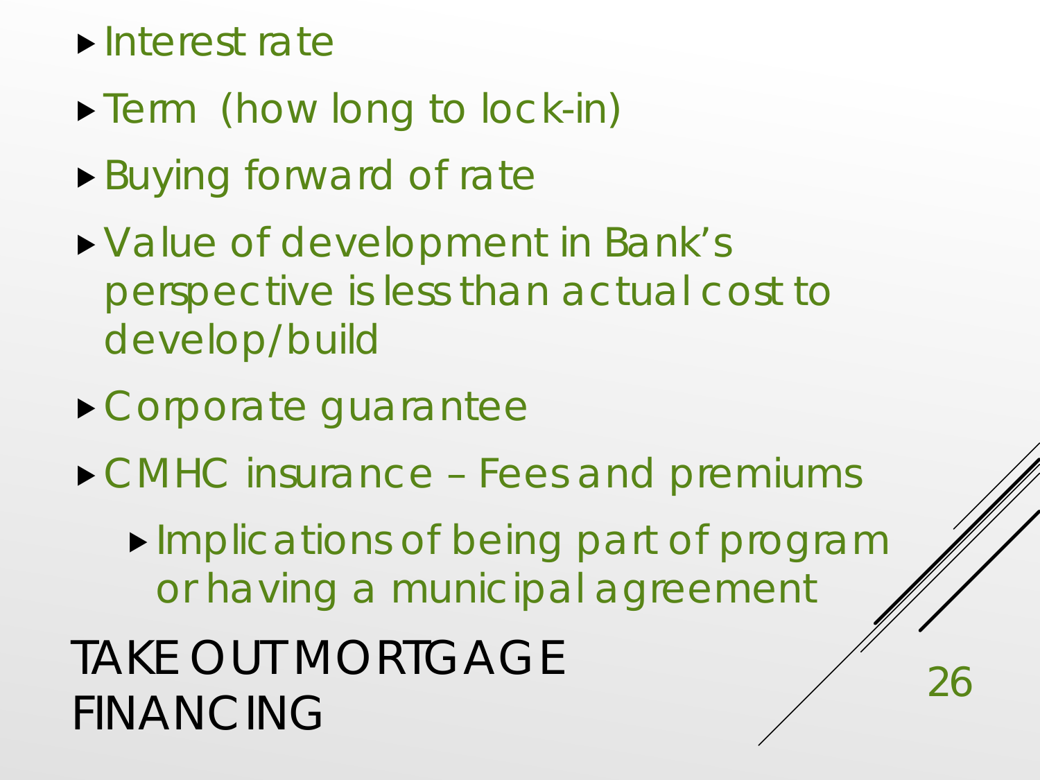# TAKE OUT MORTGAGE FINANCING

- Interest rate
- Term (how long to lock-in)
- Buying forward of rate
- Value of development in Bank's perspective is less than actual cost to develop/build
- Corporate guarantee
- CMHC insurance – Fees and premiums
  - Implications of being part of program or having a municipal agreement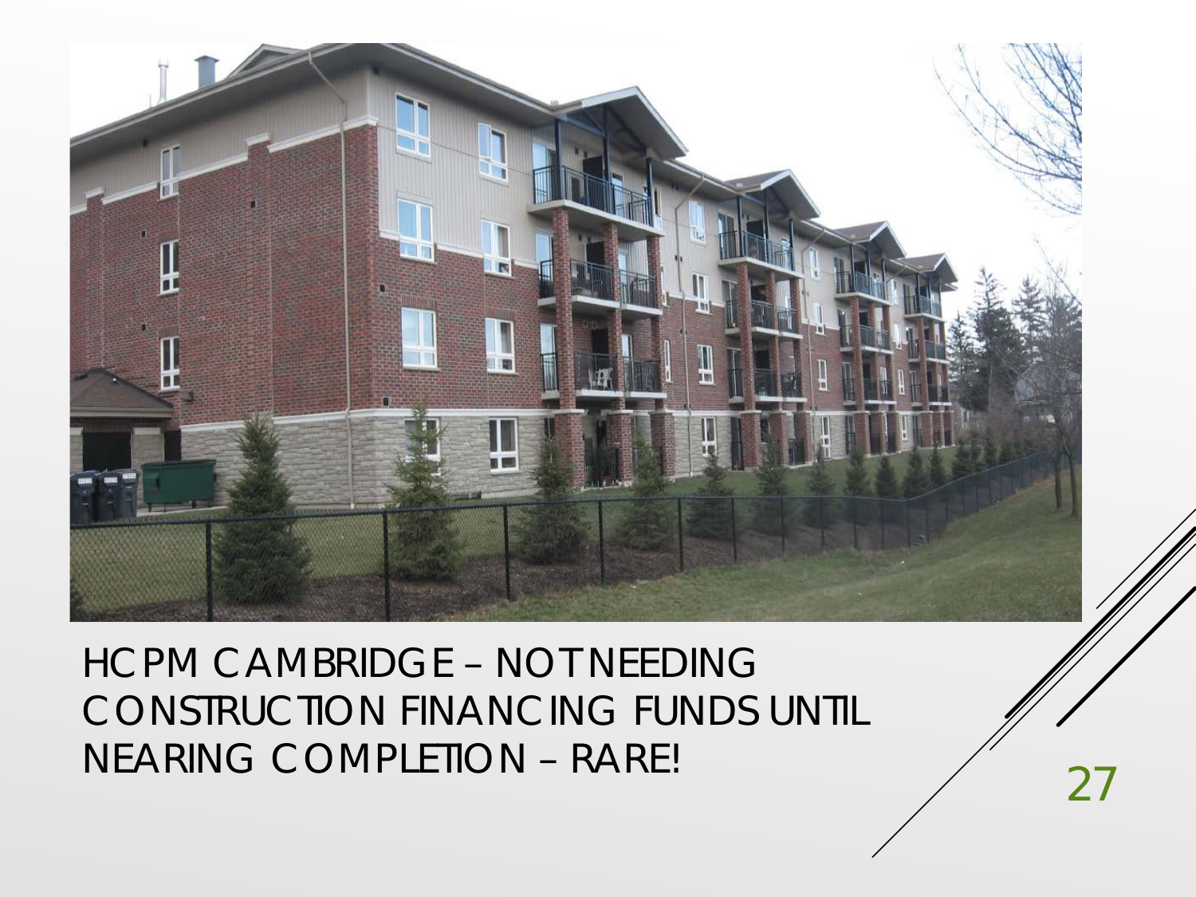HCPM CAMBRIDGE – NOT NEEDING CONSTRUCTION FINANCING FUNDS UNTIL NEARING COMPLETION – RARE!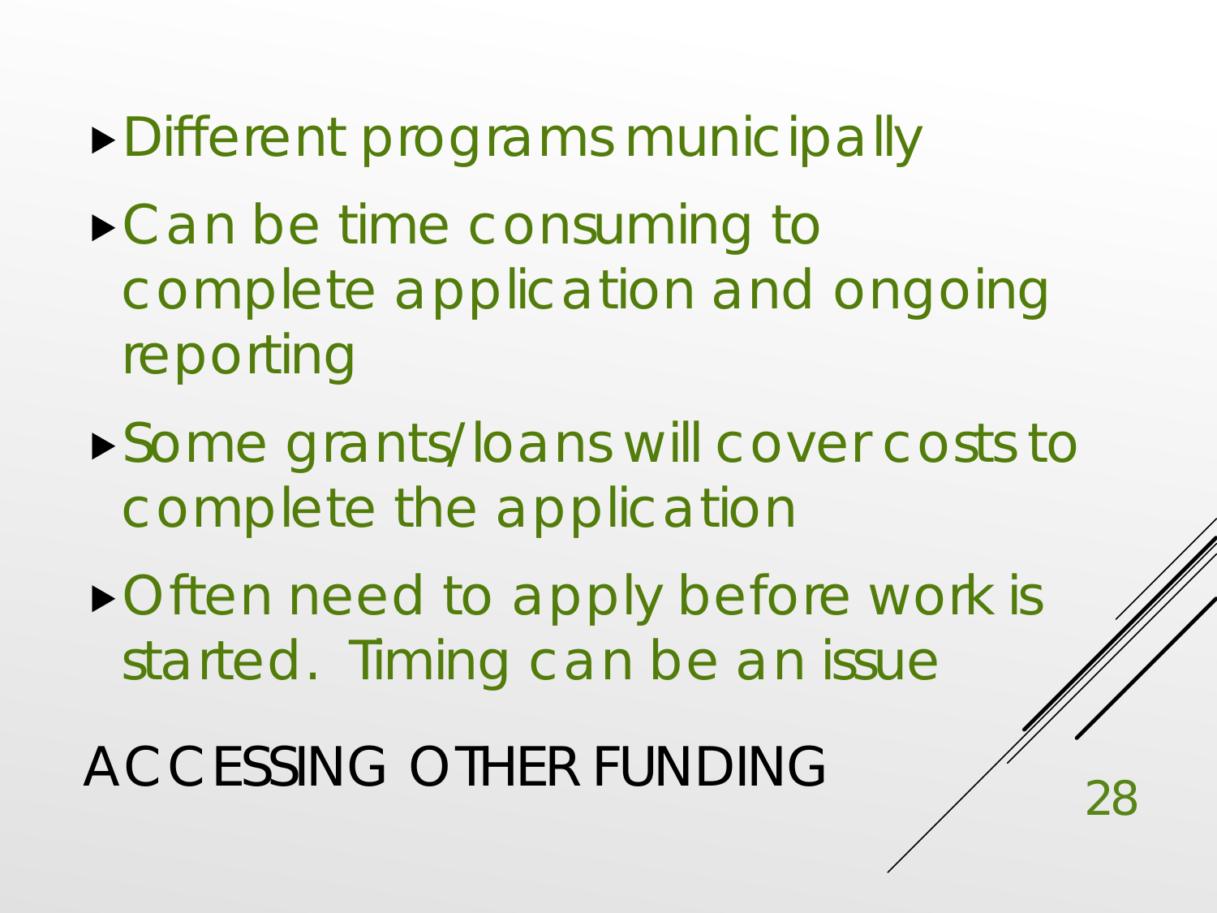- Different programs municipally
- Can be time consuming to complete application and ongoing reporting
- Some grants/loans will cover costs to complete the application
- Often need to apply before work is started. Timing can be an issue

# ACCESSING OTHER FUNDING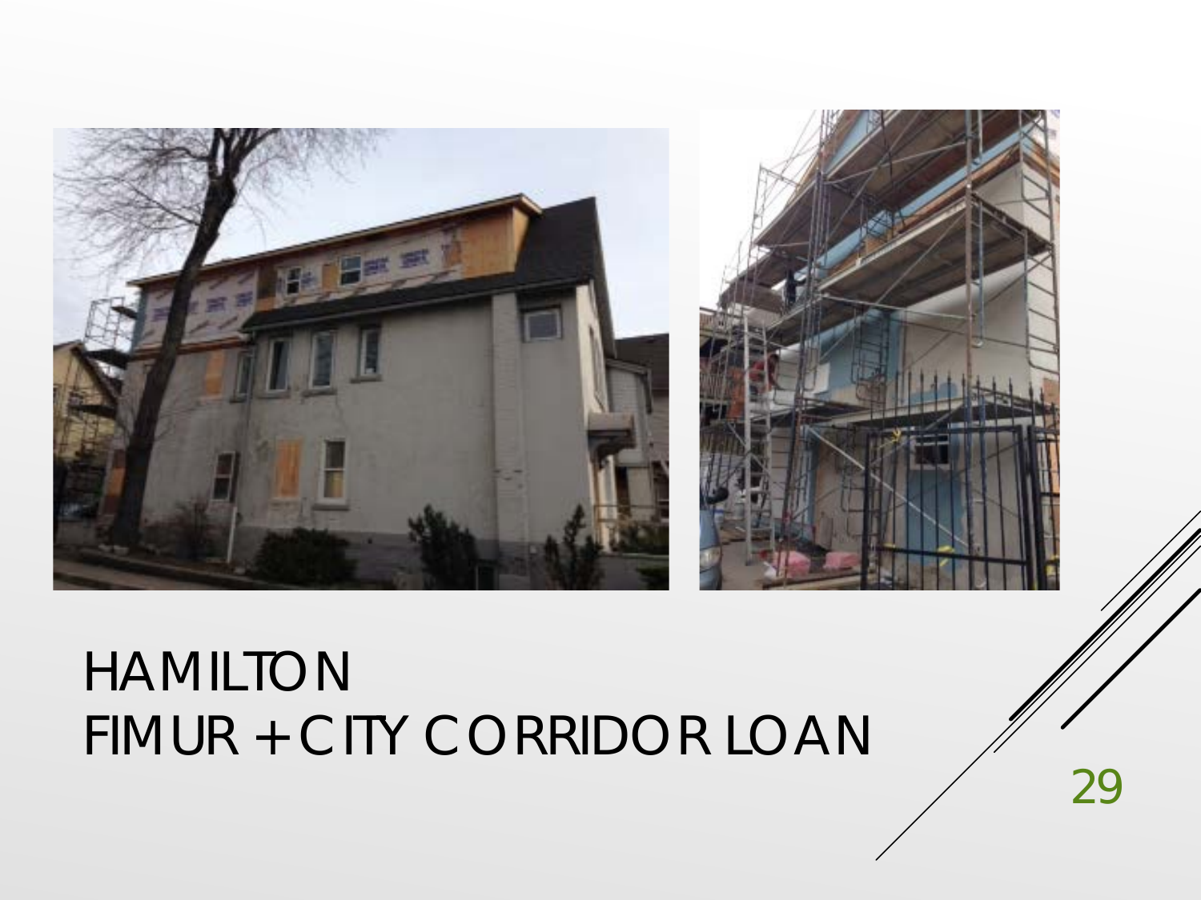# HAMILTON
# FIMUR + CITY CORRIDOR LOAN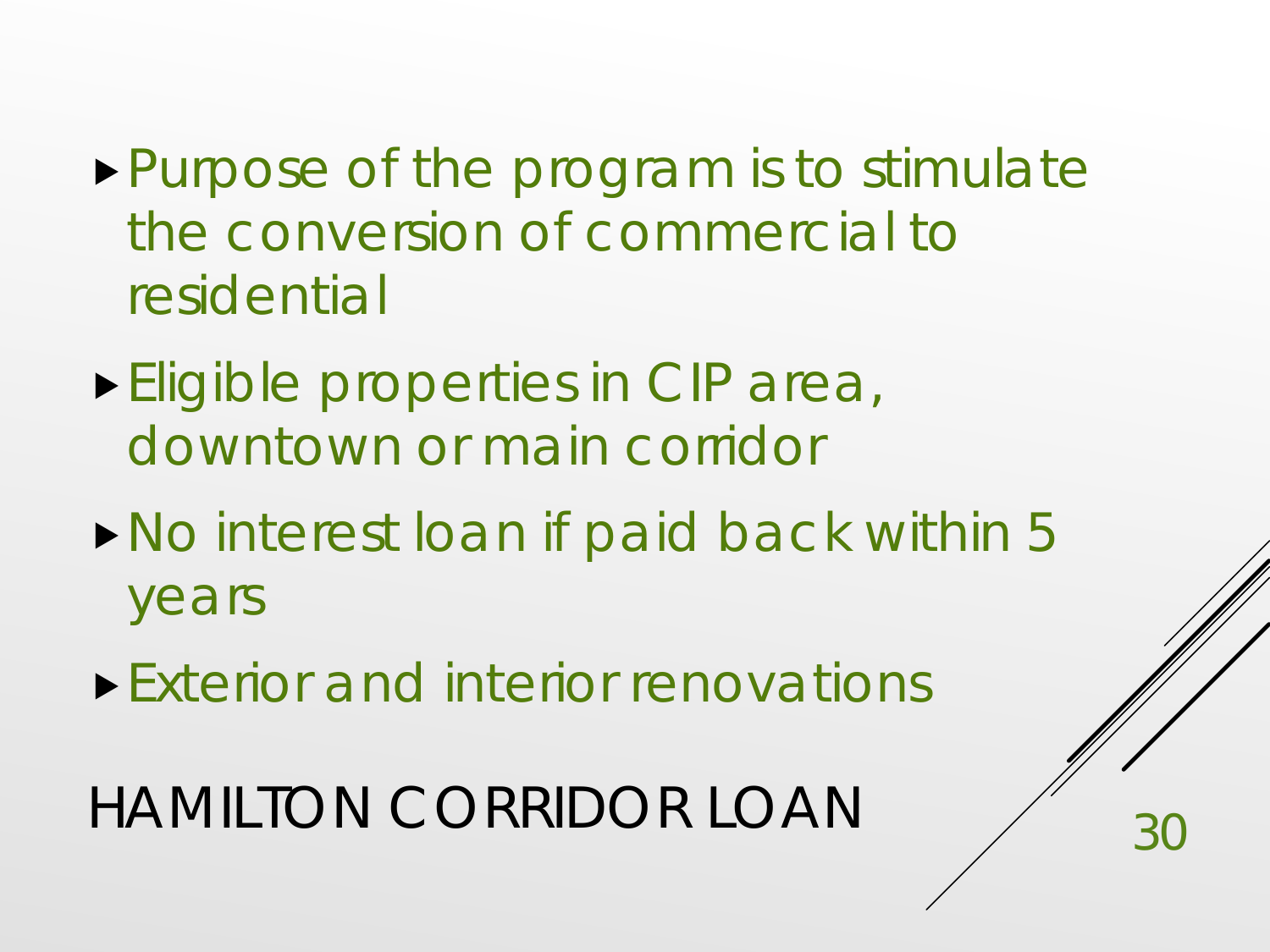# HAMILTON CORRIDOR LOAN

- Purpose of the program is to stimulate the conversion of commercial to residential
- Eligible properties in CIP area, downtown or main corridor
- No interest loan if paid back within 5 years
- Exterior and interior renovations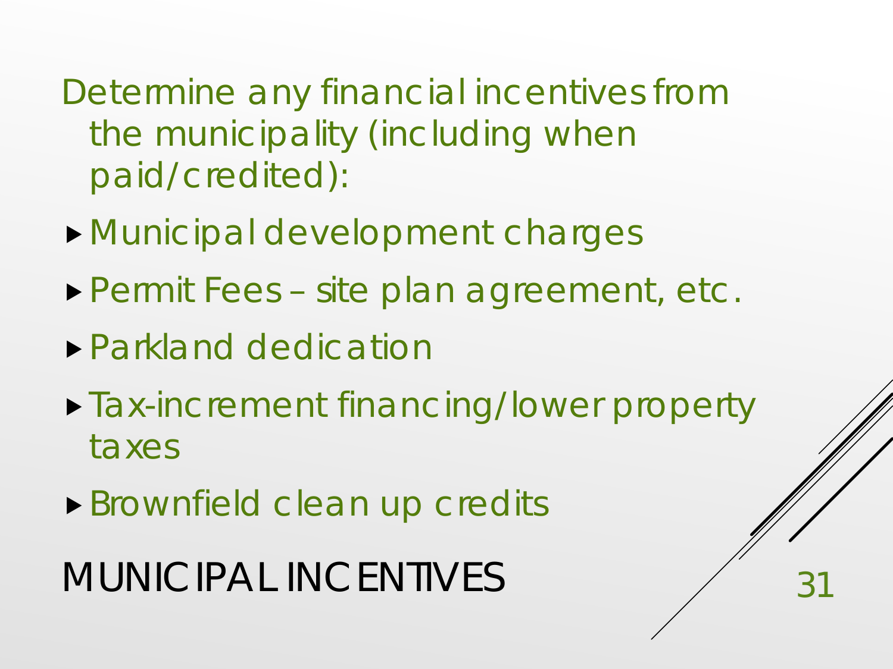# MUNICIPAL INCENTIVES

Determine any financial incentives from the municipality (including when paid/credited):

- Municipal development charges
- Permit Fees – site plan agreement, etc.
- Parkland dedication
- Tax-increment financing/lower property taxes
- Brownfield clean up credits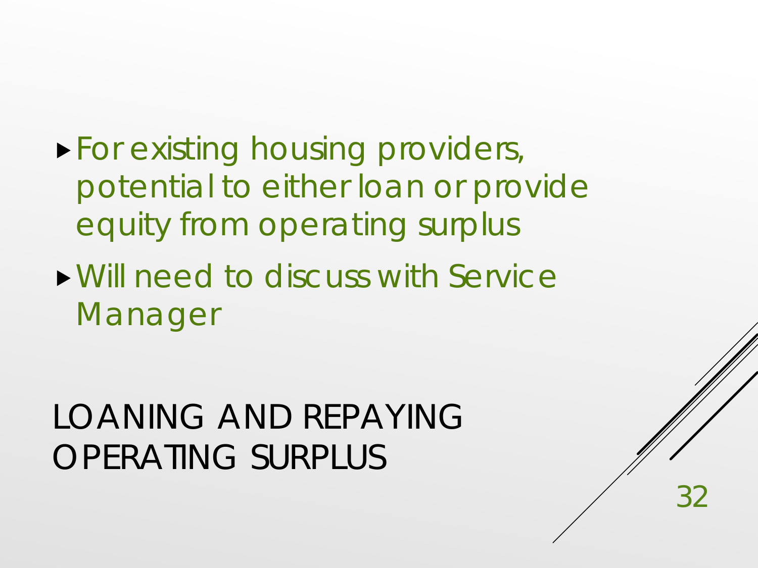# LOANING AND REPAYING OPERATING SURPLUS

- For existing housing providers, potential to either loan or provide equity from operating surplus
- Will need to discuss with Service Manager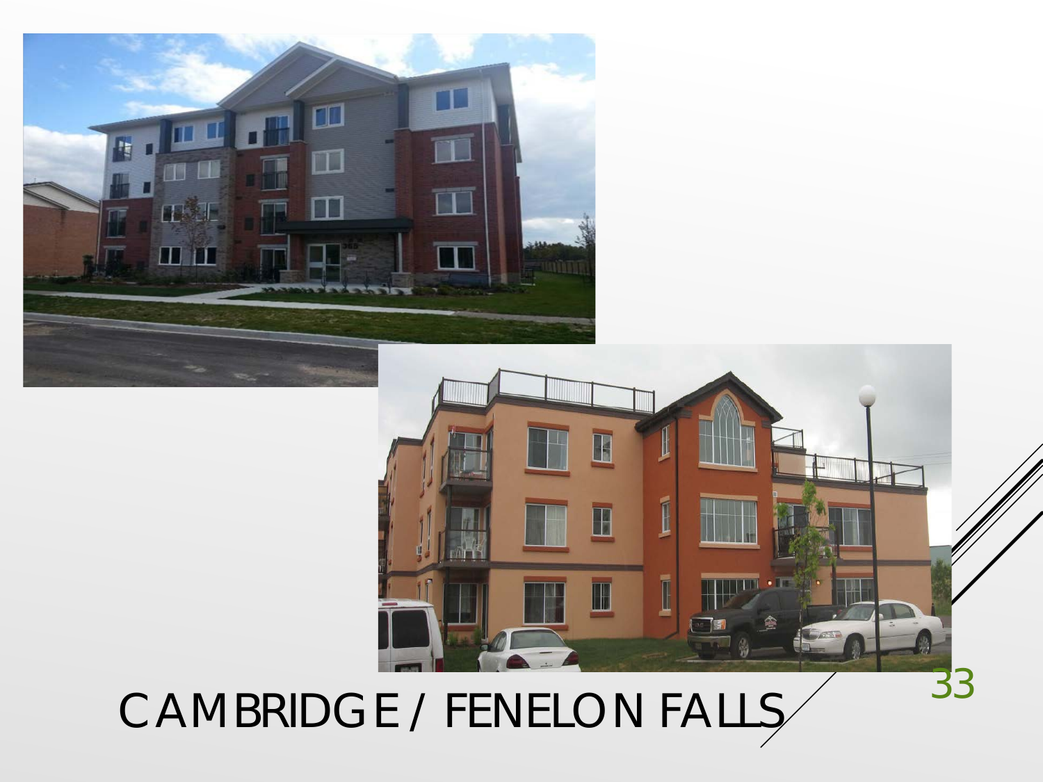# CAMBRIDGE / FENELON FALLS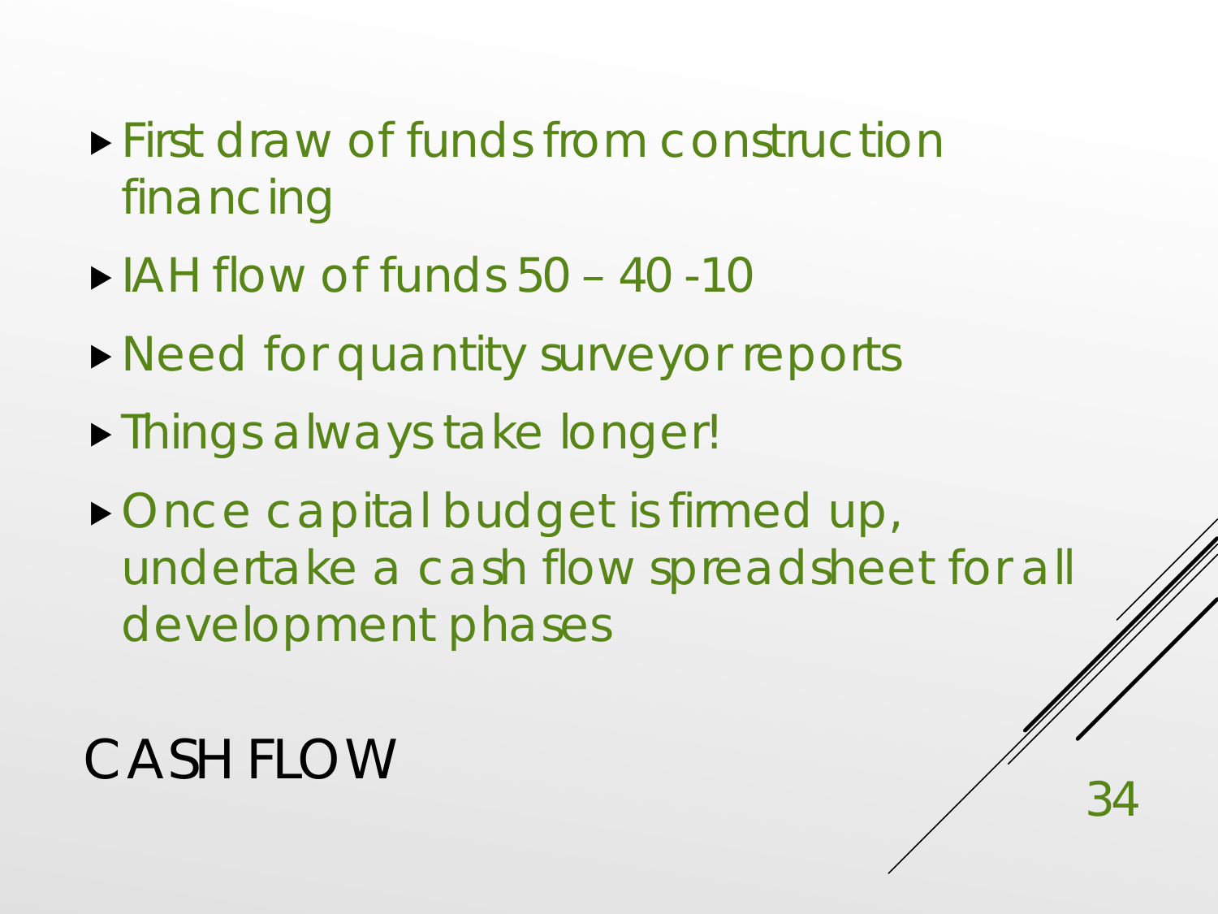# CASH FLOW

- First draw of funds from construction financing
- IAH flow of funds 50 – 40 -10
- Need for quantity surveyor reports
- Things always take longer!
- Once capital budget is firmed up, undertake a cash flow spreadsheet for all development phases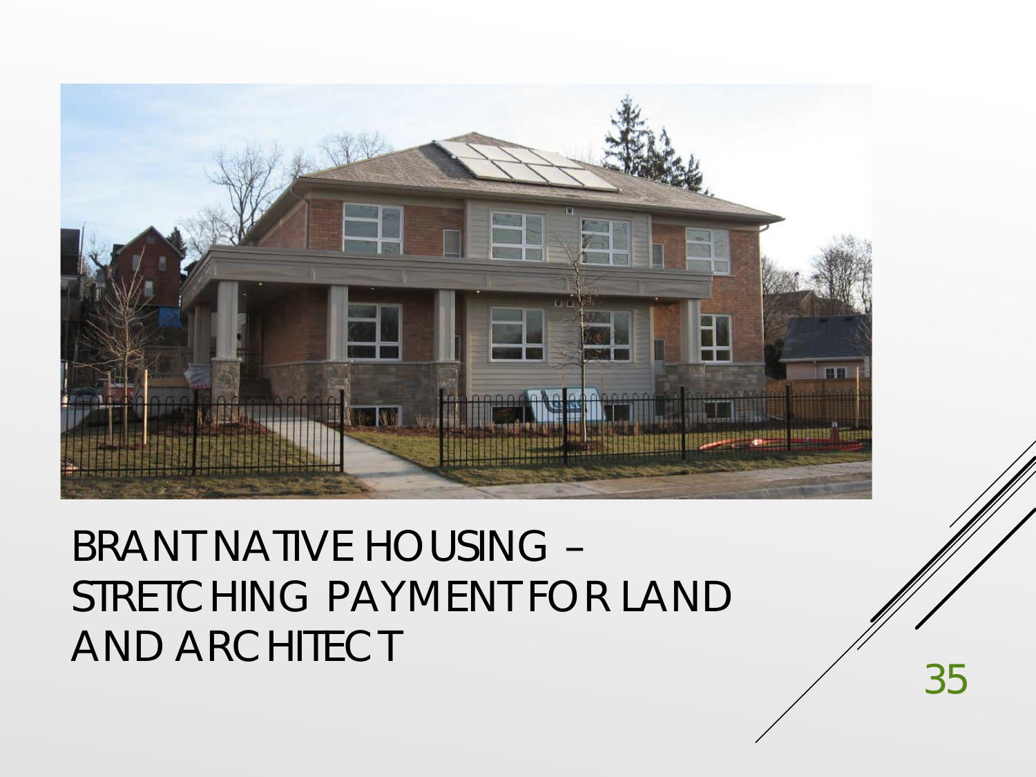# BRANT NATIVE HOUSING – STRETCHING PAYMENT FOR LAND AND ARCHITECT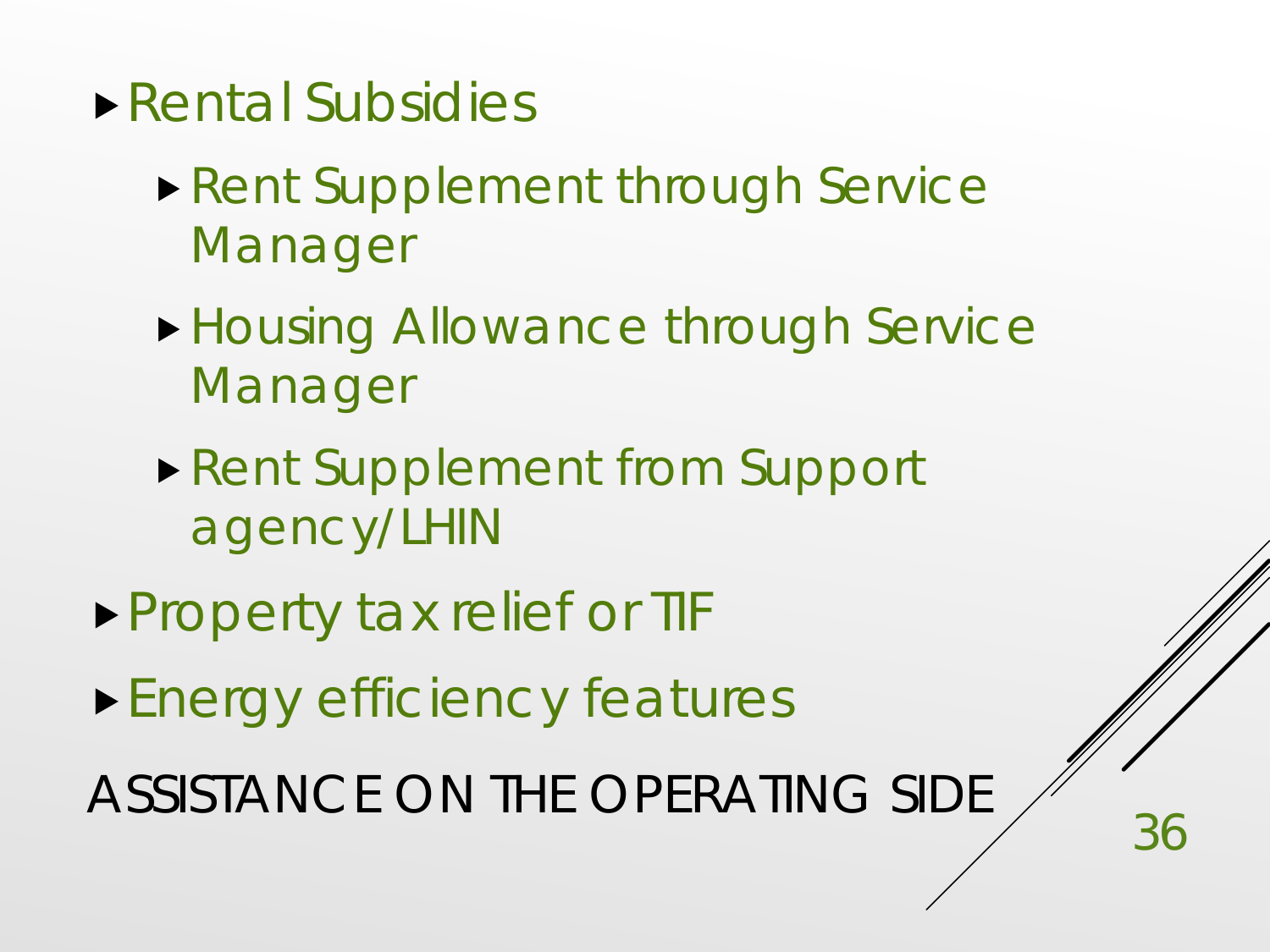- Rental Subsidies
  - Rent Supplement through Service Manager
  - Housing Allowance through Service Manager
  - Rent Supplement from Support agency/LHIN
- Property tax relief or TIF
- Energy efficiency features

# ASSISTANCE ON THE OPERATING SIDE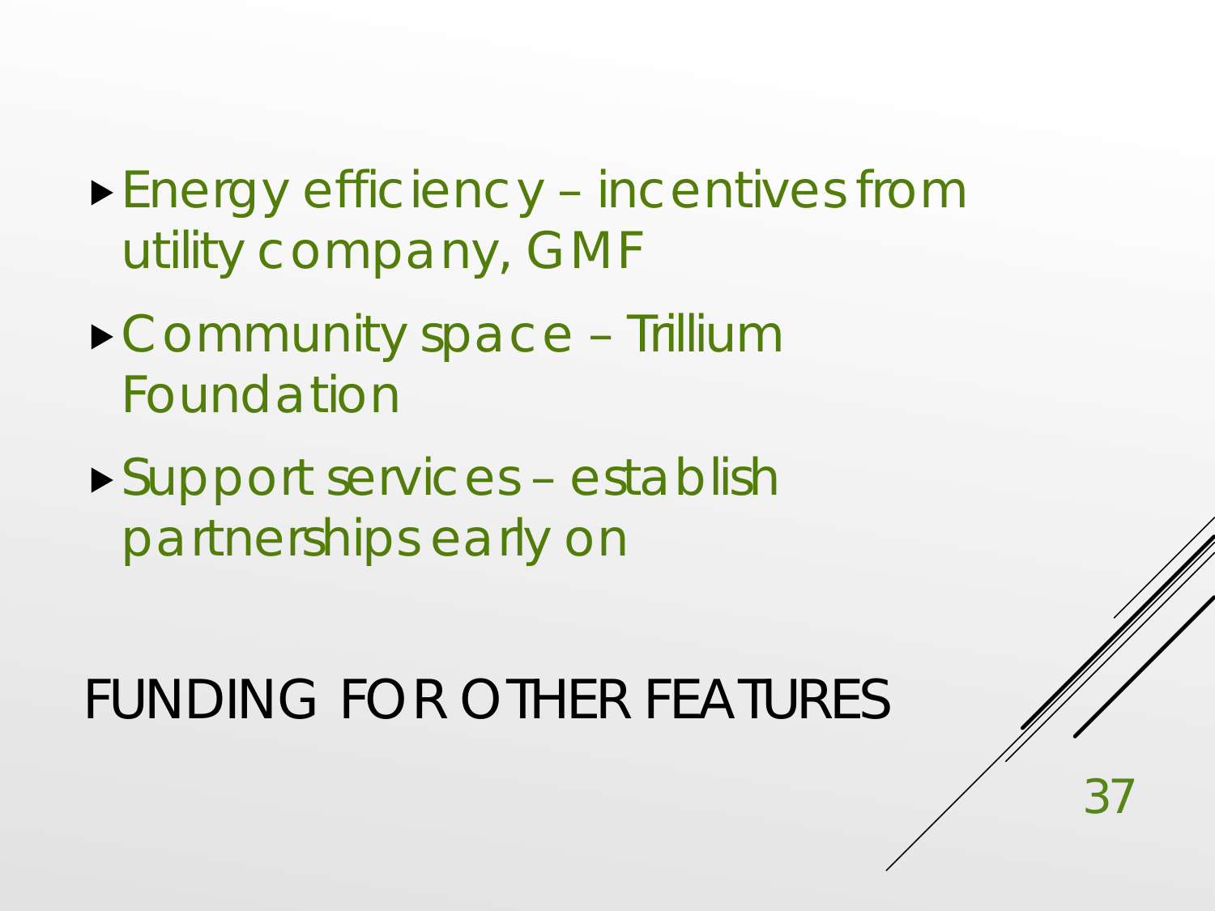- Energy efficiency – incentives from utility company, GMF
- Community space – Trillium Foundation
- Support services – establish partnerships early on

# FUNDING FOR OTHER FEATURES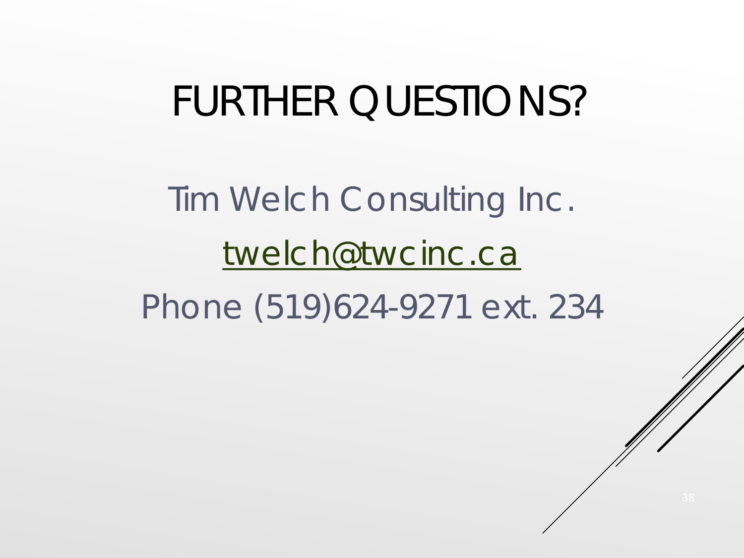# FURTHER QUESTIONS?

Tim Welch Consulting Inc.

twelch@twcinc.ca

Phone (519)624-9271 ext. 234